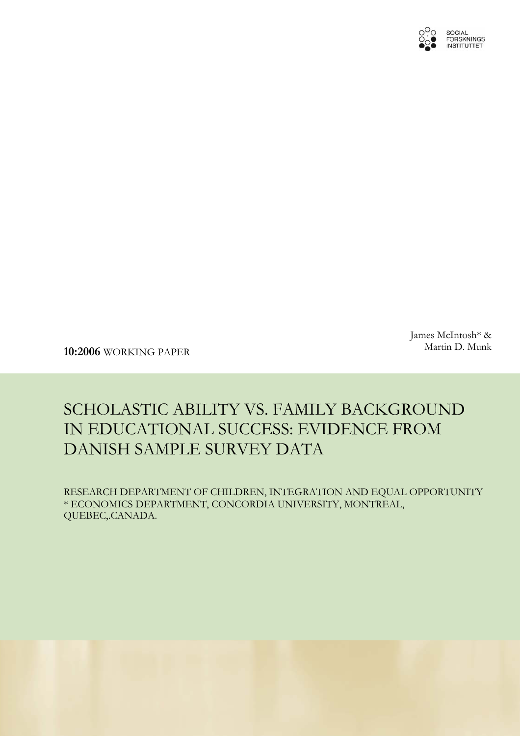SOCIAL FORSKNINGS INSTITUTTET

James McIntosh* & Martin D. Munk

**10:2006** WORKING PAPER

# SCHOLASTIC ABILITY VS. FAMILY BACKGROUND IN EDUCATIONAL SUCCESS: EVIDENCE FROM DANISH SAMPLE SURVEY DATA

RESEARCH DEPARTMENT OF CHILDREN, INTEGRATION AND EQUAL OPPORTUNITY
* ECONOMICS DEPARTMENT, CONCORDIA UNIVERSITY, MONTREAL, QUEBEC,.CANADA.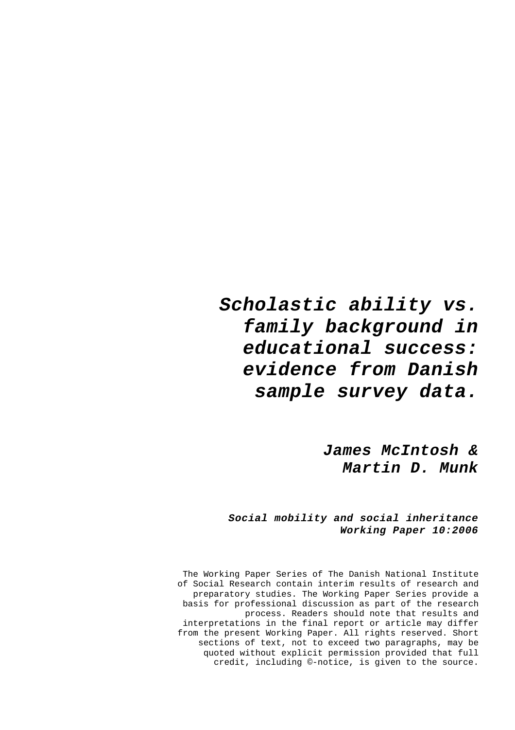# *Scholastic ability vs. family background in educational success: evidence from Danish sample survey data.*

***James McIntosh & Martin D. Munk***

***Social mobility and social inheritance***
***Working Paper 10:2006***

The Working Paper Series of The Danish National Institute of Social Research contain interim results of research and preparatory studies. The Working Paper Series provide a basis for professional discussion as part of the research process. Readers should note that results and interpretations in the final report or article may differ from the present Working Paper. All rights reserved. Short sections of text, not to exceed two paragraphs, may be quoted without explicit permission provided that full credit, including ©-notice, is given to the source.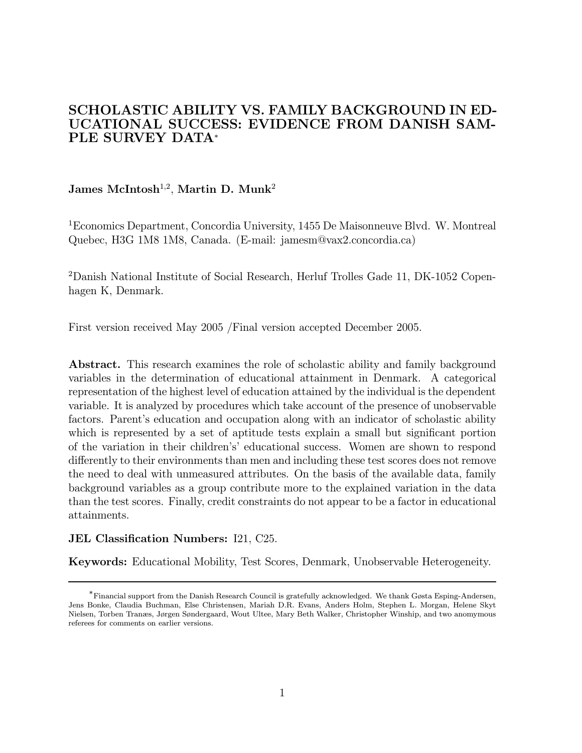# SCHOLASTIC ABILITY VS. FAMILY BACKGROUND IN EDUCATIONAL SUCCESS: EVIDENCE FROM DANISH SAMPLE SURVEY DATA*

**James McIntosh**[1,2], **Martin D. Munk**[2]

[1]Economics Department, Concordia University, 1455 De Maisonneuve Blvd. W. Montreal Quebec, H3G 1M8 1M8, Canada. (E-mail: jamesm@vax2.concordia.ca)

[2]Danish National Institute of Social Research, Herluf Trolles Gade 11, DK-1052 Copenhagen K, Denmark.

First version received May 2005 /Final version accepted December 2005.

**Abstract.** This research examines the role of scholastic ability and family background variables in the determination of educational attainment in Denmark. A categorical representation of the highest level of education attained by the individual is the dependent variable. It is analyzed by procedures which take account of the presence of unobservable factors. Parent's education and occupation along with an indicator of scholastic ability which is represented by a set of aptitude tests explain a small but significant portion of the variation in their children's' educational success. Women are shown to respond differently to their environments than men and including these test scores does not remove the need to deal with unmeasured attributes. On the basis of the available data, family background variables as a group contribute more to the explained variation in the data than the test scores. Finally, credit constraints do not appear to be a factor in educational attainments.

**JEL Classification Numbers:** I21, C25.

**Keywords:** Educational Mobility, Test Scores, Denmark, Unobservable Heterogeneity.

---

*Financial support from the Danish Research Council is gratefully acknowledged. We thank Gøsta Esping-Andersen, Jens Bonke, Claudia Buchman, Else Christensen, Mariah D.R. Evans, Anders Holm, Stephen L. Morgan, Helene Skyt Nielsen, Torben Tranæs, Jørgen Søndergaard, Wout Ultee, Mary Beth Walker, Christopher Winship, and two anomymous referees for comments on earlier versions.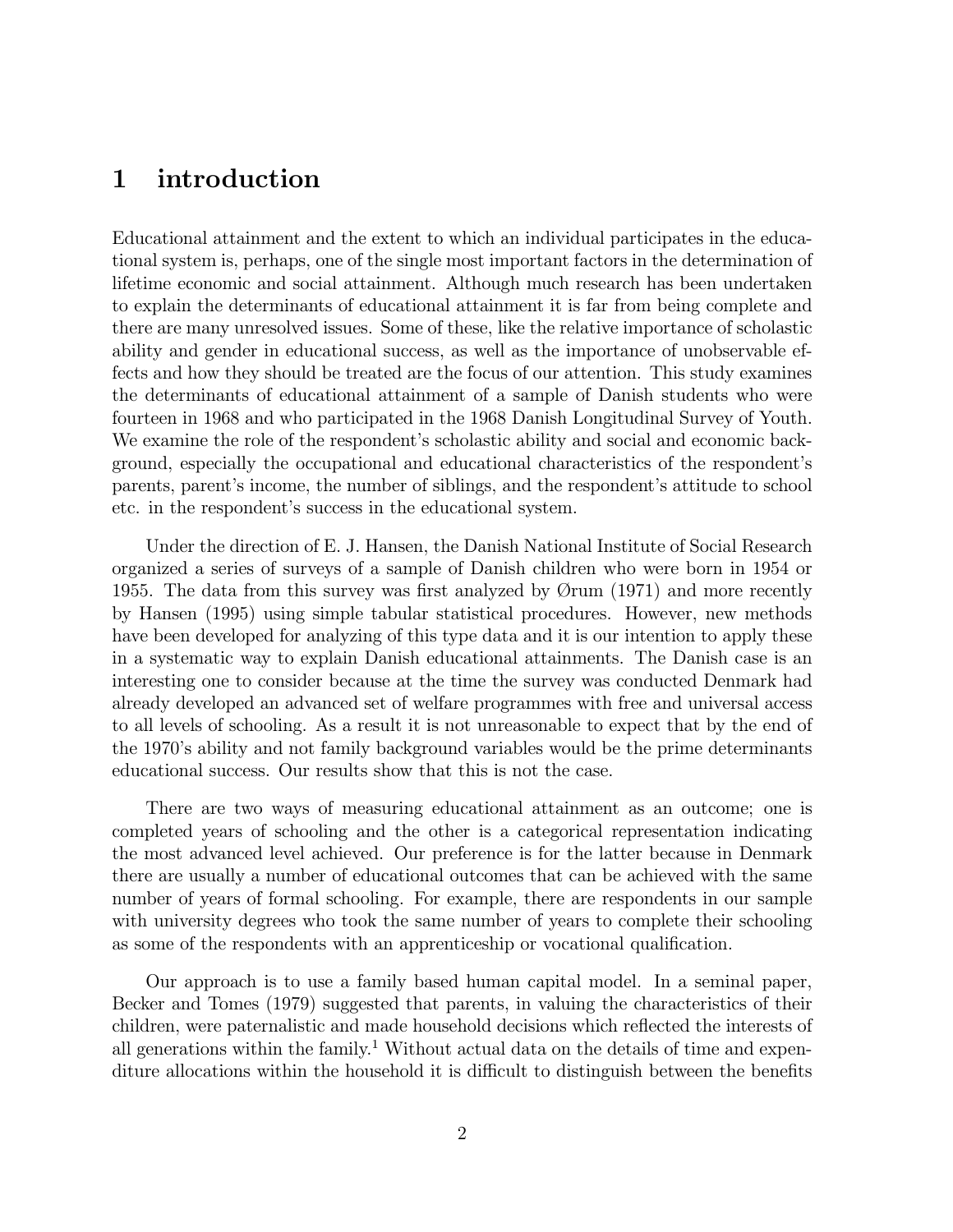# 1 introduction

Educational attainment and the extent to which an individual participates in the educational system is, perhaps, one of the single most important factors in the determination of lifetime economic and social attainment. Although much research has been undertaken to explain the determinants of educational attainment it is far from being complete and there are many unresolved issues. Some of these, like the relative importance of scholastic ability and gender in educational success, as well as the importance of unobservable effects and how they should be treated are the focus of our attention. This study examines the determinants of educational attainment of a sample of Danish students who were fourteen in 1968 and who participated in the 1968 Danish Longitudinal Survey of Youth. We examine the role of the respondent's scholastic ability and social and economic background, especially the occupational and educational characteristics of the respondent's parents, parent's income, the number of siblings, and the respondent's attitude to school etc. in the respondent's success in the educational system.

Under the direction of E. J. Hansen, the Danish National Institute of Social Research organized a series of surveys of a sample of Danish children who were born in 1954 or 1955. The data from this survey was first analyzed by Ørum (1971) and more recently by Hansen (1995) using simple tabular statistical procedures. However, new methods have been developed for analyzing of this type data and it is our intention to apply these in a systematic way to explain Danish educational attainments. The Danish case is an interesting one to consider because at the time the survey was conducted Denmark had already developed an advanced set of welfare programmes with free and universal access to all levels of schooling. As a result it is not unreasonable to expect that by the end of the 1970's ability and not family background variables would be the prime determinants educational success. Our results show that this is not the case.

There are two ways of measuring educational attainment as an outcome; one is completed years of schooling and the other is a categorical representation indicating the most advanced level achieved. Our preference is for the latter because in Denmark there are usually a number of educational outcomes that can be achieved with the same number of years of formal schooling. For example, there are respondents in our sample with university degrees who took the same number of years to complete their schooling as some of the respondents with an apprenticeship or vocational qualification.

Our approach is to use a family based human capital model. In a seminal paper, Becker and Tomes (1979) suggested that parents, in valuing the characteristics of their children, were paternalistic and made household decisions which reflected the interests of all generations within the family.[1] Without actual data on the details of time and expenditure allocations within the household it is difficult to distinguish between the benefits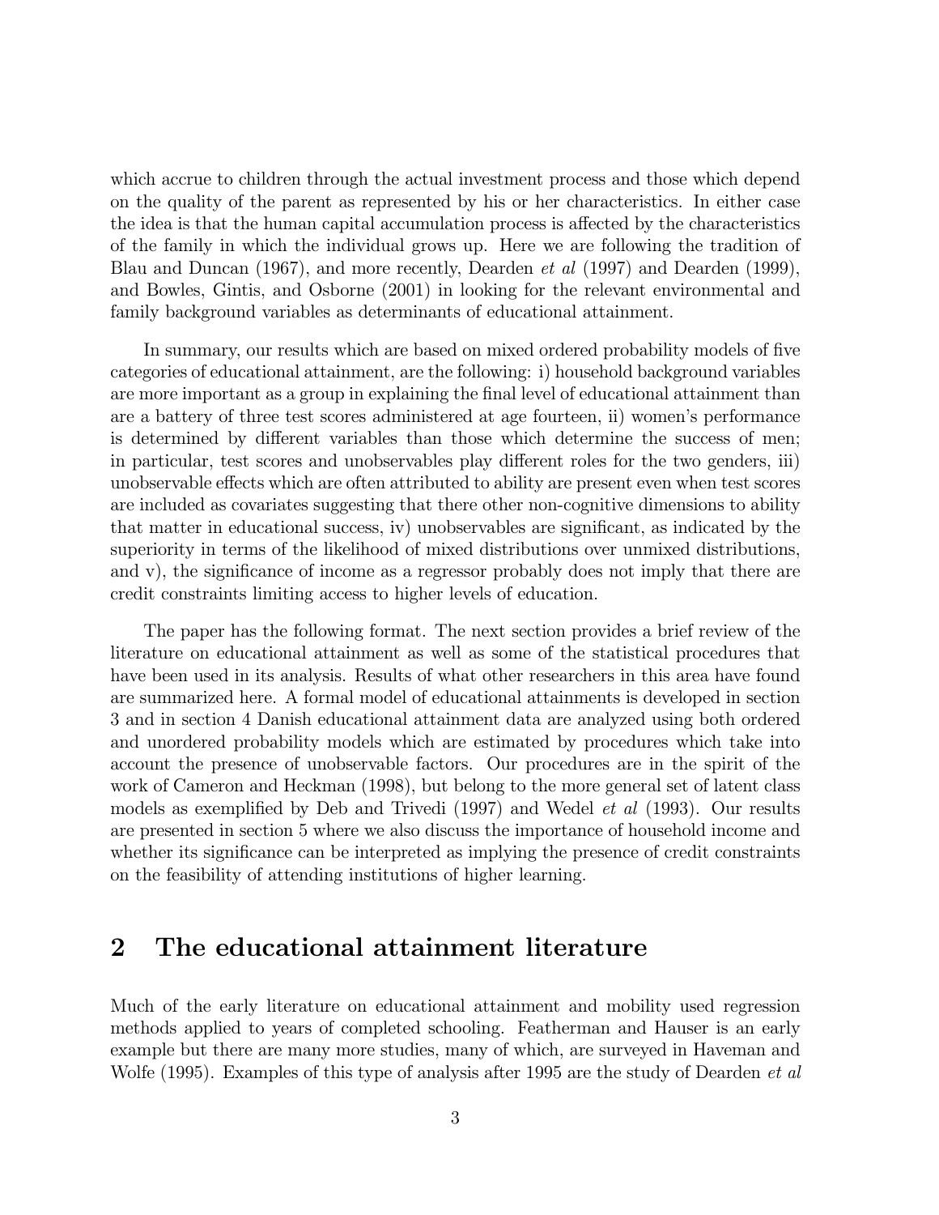which accrue to children through the actual investment process and those which depend on the quality of the parent as represented by his or her characteristics. In either case the idea is that the human capital accumulation process is affected by the characteristics of the family in which the individual grows up. Here we are following the tradition of Blau and Duncan (1967), and more recently, Dearden *et al* (1997) and Dearden (1999), and Bowles, Gintis, and Osborne (2001) in looking for the relevant environmental and family background variables as determinants of educational attainment.

In summary, our results which are based on mixed ordered probability models of five categories of educational attainment, are the following: i) household background variables are more important as a group in explaining the final level of educational attainment than are a battery of three test scores administered at age fourteen, ii) women's performance is determined by different variables than those which determine the success of men; in particular, test scores and unobservables play different roles for the two genders, iii) unobservable effects which are often attributed to ability are present even when test scores are included as covariates suggesting that there other non-cognitive dimensions to ability that matter in educational success, iv) unobservables are significant, as indicated by the superiority in terms of the likelihood of mixed distributions over unmixed distributions, and v), the significance of income as a regressor probably does not imply that there are credit constraints limiting access to higher levels of education.

The paper has the following format. The next section provides a brief review of the literature on educational attainment as well as some of the statistical procedures that have been used in its analysis. Results of what other researchers in this area have found are summarized here. A formal model of educational attainments is developed in section 3 and in section 4 Danish educational attainment data are analyzed using both ordered and unordered probability models which are estimated by procedures which take into account the presence of unobservable factors. Our procedures are in the spirit of the work of Cameron and Heckman (1998), but belong to the more general set of latent class models as exemplified by Deb and Trivedi (1997) and Wedel *et al* (1993). Our results are presented in section 5 where we also discuss the importance of household income and whether its significance can be interpreted as implying the presence of credit constraints on the feasibility of attending institutions of higher learning.

## 2 The educational attainment literature

Much of the early literature on educational attainment and mobility used regression methods applied to years of completed schooling. Featherman and Hauser is an early example but there are many more studies, many of which, are surveyed in Haveman and Wolfe (1995). Examples of this type of analysis after 1995 are the study of Dearden *et al*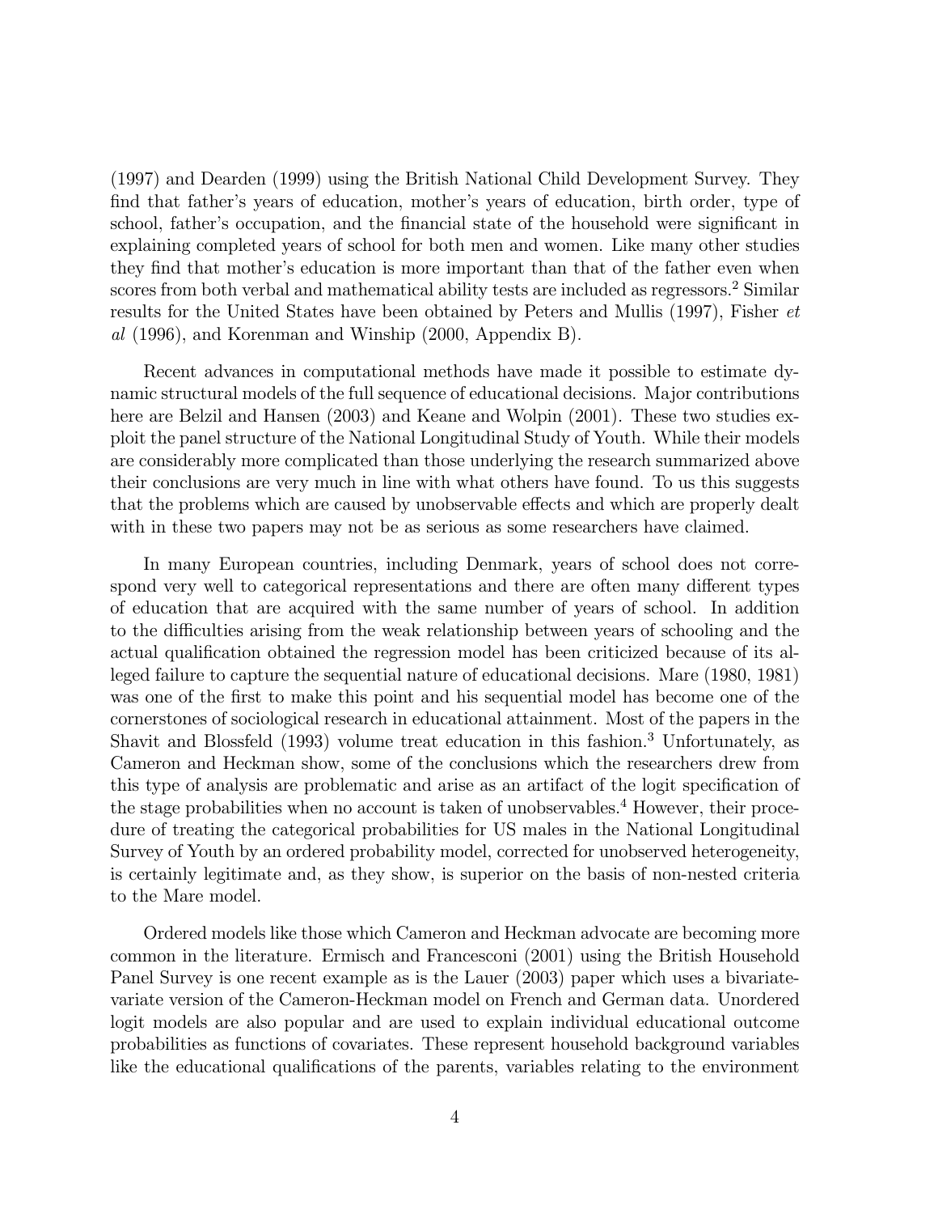(1997) and Dearden (1999) using the British National Child Development Survey. They find that father's years of education, mother's years of education, birth order, type of school, father's occupation, and the financial state of the household were significant in explaining completed years of school for both men and women. Like many other studies they find that mother's education is more important than that of the father even when scores from both verbal and mathematical ability tests are included as regressors.[2] Similar results for the United States have been obtained by Peters and Mullis (1997), Fisher *et al* (1996), and Korenman and Winship (2000, Appendix B).

Recent advances in computational methods have made it possible to estimate dynamic structural models of the full sequence of educational decisions. Major contributions here are Belzil and Hansen (2003) and Keane and Wolpin (2001). These two studies exploit the panel structure of the National Longitudinal Study of Youth. While their models are considerably more complicated than those underlying the research summarized above their conclusions are very much in line with what others have found. To us this suggests that the problems which are caused by unobservable effects and which are properly dealt with in these two papers may not be as serious as some researchers have claimed.

In many European countries, including Denmark, years of school does not correspond very well to categorical representations and there are often many different types of education that are acquired with the same number of years of school. In addition to the difficulties arising from the weak relationship between years of schooling and the actual qualification obtained the regression model has been criticized because of its alleged failure to capture the sequential nature of educational decisions. Mare (1980, 1981) was one of the first to make this point and his sequential model has become one of the cornerstones of sociological research in educational attainment. Most of the papers in the Shavit and Blossfeld (1993) volume treat education in this fashion.[3] Unfortunately, as Cameron and Heckman show, some of the conclusions which the researchers drew from this type of analysis are problematic and arise as an artifact of the logit specification of the stage probabilities when no account is taken of unobservables.[4] However, their procedure of treating the categorical probabilities for US males in the National Longitudinal Survey of Youth by an ordered probability model, corrected for unobserved heterogeneity, is certainly legitimate and, as they show, is superior on the basis of non-nested criteria to the Mare model.

Ordered models like those which Cameron and Heckman advocate are becoming more common in the literature. Ermisch and Francesconi (2001) using the British Household Panel Survey is one recent example as is the Lauer (2003) paper which uses a bivariate-variate version of the Cameron-Heckman model on French and German data. Unordered logit models are also popular and are used to explain individual educational outcome probabilities as functions of covariates. These represent household background variables like the educational qualifications of the parents, variables relating to the environment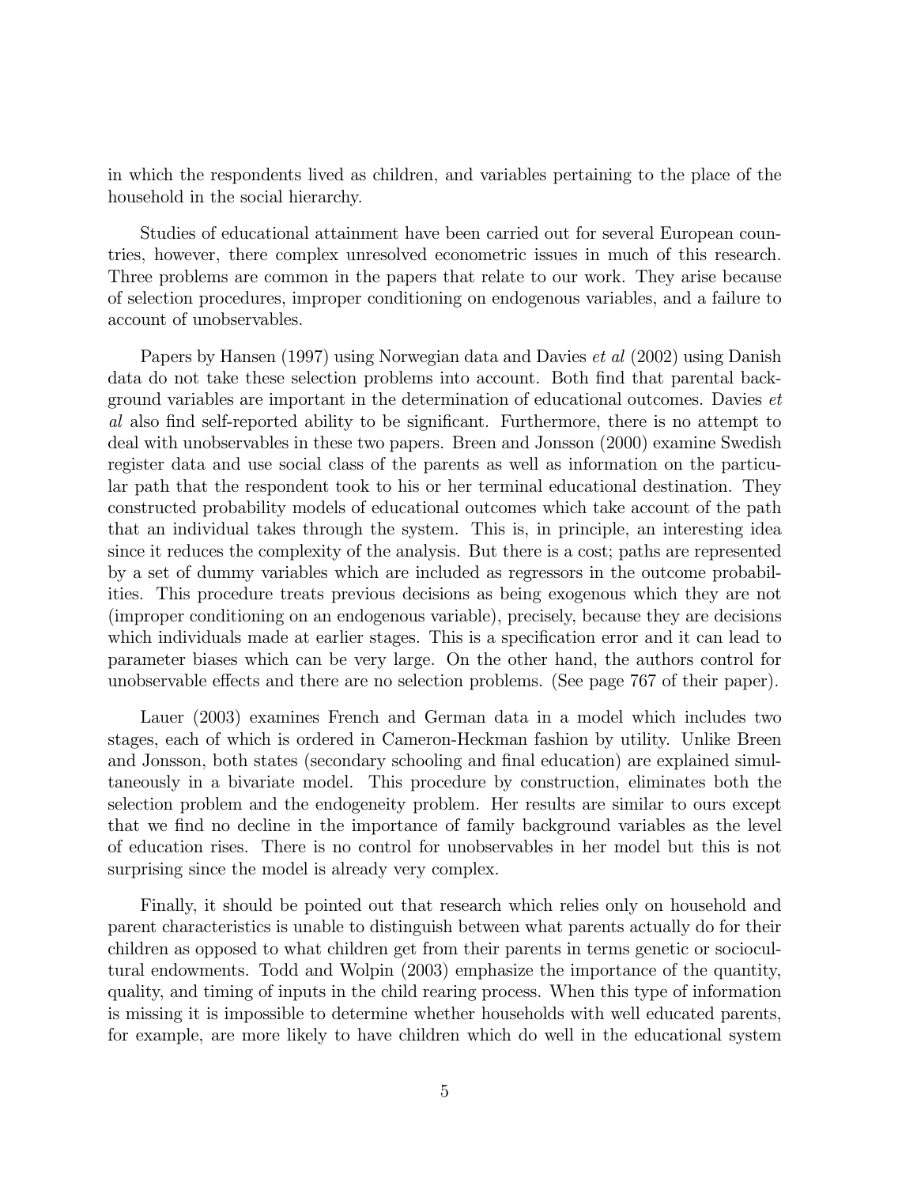in which the respondents lived as children, and variables pertaining to the place of the household in the social hierarchy.

Studies of educational attainment have been carried out for several European countries, however, there complex unresolved econometric issues in much of this research. Three problems are common in the papers that relate to our work. They arise because of selection procedures, improper conditioning on endogenous variables, and a failure to account of unobservables.

Papers by Hansen (1997) using Norwegian data and Davies *et al* (2002) using Danish data do not take these selection problems into account. Both find that parental background variables are important in the determination of educational outcomes. Davies *et al* also find self-reported ability to be significant. Furthermore, there is no attempt to deal with unobservables in these two papers. Breen and Jonsson (2000) examine Swedish register data and use social class of the parents as well as information on the particular path that the respondent took to his or her terminal educational destination. They constructed probability models of educational outcomes which take account of the path that an individual takes through the system. This is, in principle, an interesting idea since it reduces the complexity of the analysis. But there is a cost; paths are represented by a set of dummy variables which are included as regressors in the outcome probabilities. This procedure treats previous decisions as being exogenous which they are not (improper conditioning on an endogenous variable), precisely, because they are decisions which individuals made at earlier stages. This is a specification error and it can lead to parameter biases which can be very large. On the other hand, the authors control for unobservable effects and there are no selection problems. (See page 767 of their paper).

Lauer (2003) examines French and German data in a model which includes two stages, each of which is ordered in Cameron-Heckman fashion by utility. Unlike Breen and Jonsson, both states (secondary schooling and final education) are explained simultaneously in a bivariate model. This procedure by construction, eliminates both the selection problem and the endogeneity problem. Her results are similar to ours except that we find no decline in the importance of family background variables as the level of education rises. There is no control for unobservables in her model but this is not surprising since the model is already very complex.

Finally, it should be pointed out that research which relies only on household and parent characteristics is unable to distinguish between what parents actually do for their children as opposed to what children get from their parents in terms genetic or sociocultural endowments. Todd and Wolpin (2003) emphasize the importance of the quantity, quality, and timing of inputs in the child rearing process. When this type of information is missing it is impossible to determine whether households with well educated parents, for example, are more likely to have children which do well in the educational system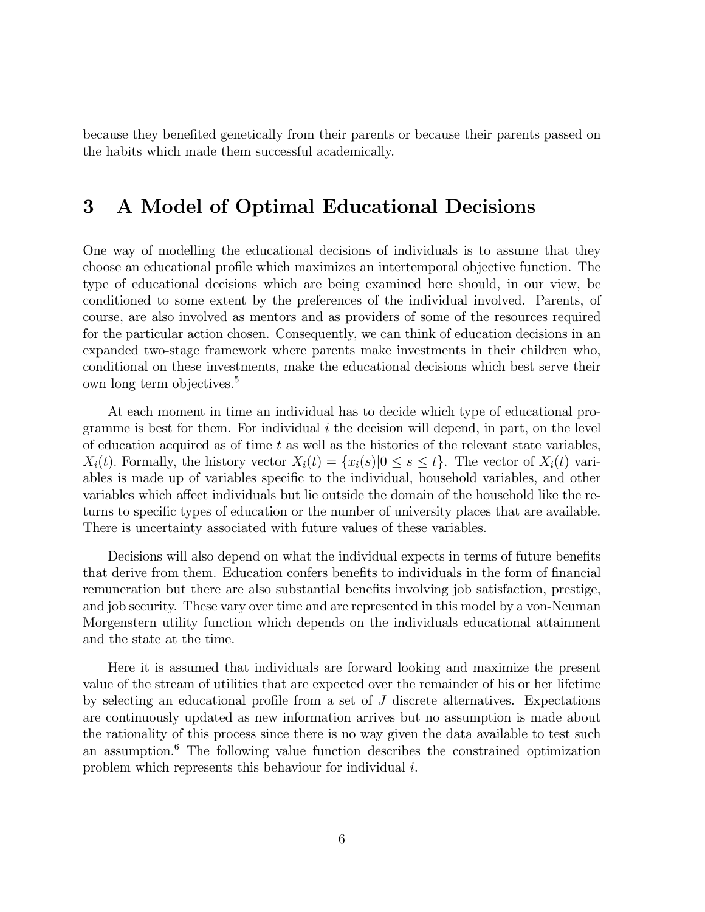because they benefited genetically from their parents or because their parents passed on the habits which made them successful academically.

# 3 A Model of Optimal Educational Decisions

One way of modelling the educational decisions of individuals is to assume that they choose an educational profile which maximizes an intertemporal objective function. The type of educational decisions which are being examined here should, in our view, be conditioned to some extent by the preferences of the individual involved. Parents, of course, are also involved as mentors and as providers of some of the resources required for the particular action chosen. Consequently, we can think of education decisions in an expanded two-stage framework where parents make investments in their children who, conditional on these investments, make the educational decisions which best serve their own long term objectives.[5]

At each moment in time an individual has to decide which type of educational programme is best for them. For individual $i$ the decision will depend, in part, on the level of education acquired as of time $t$ as well as the histories of the relevant state variables, $X_i(t)$. Formally, the history vector $X_i(t) = \{x_i(s)|0 \leq s \leq t\}$. The vector of $X_i(t)$ variables is made up of variables specific to the individual, household variables, and other variables which affect individuals but lie outside the domain of the household like the returns to specific types of education or the number of university places that are available. There is uncertainty associated with future values of these variables.

Decisions will also depend on what the individual expects in terms of future benefits that derive from them. Education confers benefits to individuals in the form of financial remuneration but there are also substantial benefits involving job satisfaction, prestige, and job security. These vary over time and are represented in this model by a von-Neuman Morgenstern utility function which depends on the individuals educational attainment and the state at the time.

Here it is assumed that individuals are forward looking and maximize the present value of the stream of utilities that are expected over the remainder of his or her lifetime by selecting an educational profile from a set of $J$ discrete alternatives. Expectations are continuously updated as new information arrives but no assumption is made about the rationality of this process since there is no way given the data available to test such an assumption.[6] The following value function describes the constrained optimization problem which represents this behaviour for individual $i$.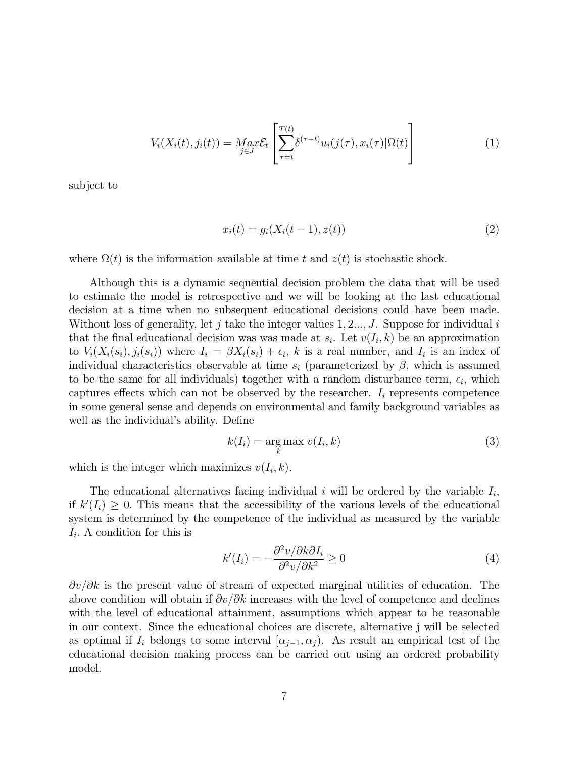$$V_i(X_i(t), j_i(t)) = \underset{j \in J}{Max} \mathcal{E}_t \left[ \sum_{\tau=t}^{T(t)} \delta^{(\tau-t)} u_i(j(\tau), x_i(\tau) | \Omega(t) \right] \tag{1}$$

subject to

$$x_i(t) = g_i(X_i(t-1), z(t)) \tag{2}$$

where $\Omega(t)$ is the information available at time $t$ and $z(t)$ is stochastic shock.

Although this is a dynamic sequential decision problem the data that will be used to estimate the model is retrospective and we will be looking at the last educational decision at a time when no subsequent educational decisions could have been made. Without loss of generality, let $j$ take the integer values $1, 2..., J$. Suppose for individual $i$ that the final educational decision was was made at $s_i$. Let $v(I_i, k)$ be an approximation to $V_i(X_i(s_i), j_i(s_i))$ where $I_i = \beta X_i(s_i) + \epsilon_i$, $k$ is a real number, and $I_i$ is an index of individual characteristics observable at time $s_i$ (parameterized by $\beta$, which is assumed to be the same for all individuals) together with a random disturbance term, $\epsilon_i$, which captures effects which can not be observed by the researcher. $I_i$ represents competence in some general sense and depends on environmental and family background variables as well as the individual's ability. Define

$$k(I_i) = \arg\max_k v(I_i, k) \tag{3}$$

which is the integer which maximizes $v(I_i, k)$.

The educational alternatives facing individual $i$ will be ordered by the variable $I_i$, if $k'(I_i) \geq 0$. This means that the accessibility of the various levels of the educational system is determined by the competence of the individual as measured by the variable $I_i$. A condition for this is

$$k'(I_i) = -\frac{\partial^2 v / \partial k \partial I_i}{\partial^2 v / \partial k^2} \geq 0 \tag{4}$$

$\partial v / \partial k$ is the present value of stream of expected marginal utilities of education. The above condition will obtain if $\partial v / \partial k$ increases with the level of competence and declines with the level of educational attainment, assumptions which appear to be reasonable in our context. Since the educational choices are discrete, alternative j will be selected as optimal if $I_i$ belongs to some interval $[\alpha_{j-1}, \alpha_j)$. As result an empirical test of the educational decision making process can be carried out using an ordered probability model.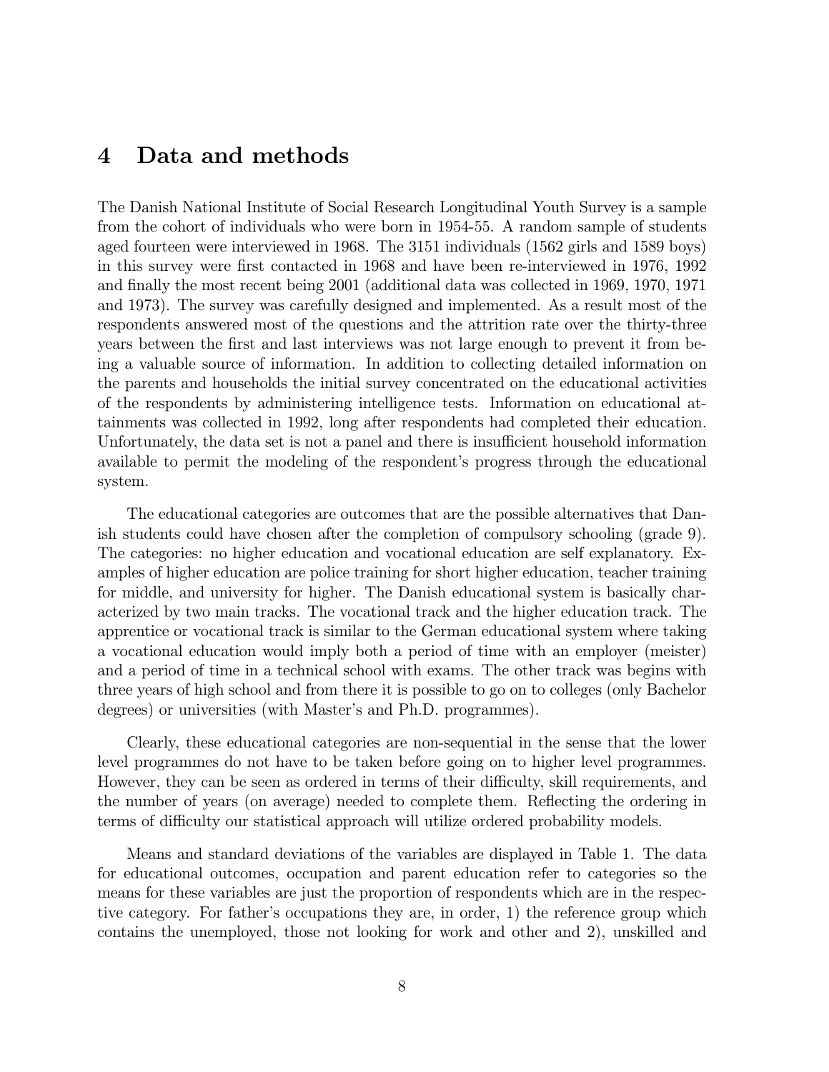# 4 Data and methods

The Danish National Institute of Social Research Longitudinal Youth Survey is a sample from the cohort of individuals who were born in 1954-55. A random sample of students aged fourteen were interviewed in 1968. The 3151 individuals (1562 girls and 1589 boys) in this survey were first contacted in 1968 and have been re-interviewed in 1976, 1992 and finally the most recent being 2001 (additional data was collected in 1969, 1970, 1971 and 1973). The survey was carefully designed and implemented. As a result most of the respondents answered most of the questions and the attrition rate over the thirty-three years between the first and last interviews was not large enough to prevent it from being a valuable source of information. In addition to collecting detailed information on the parents and households the initial survey concentrated on the educational activities of the respondents by administering intelligence tests. Information on educational attainments was collected in 1992, long after respondents had completed their education. Unfortunately, the data set is not a panel and there is insufficient household information available to permit the modeling of the respondent's progress through the educational system.

The educational categories are outcomes that are the possible alternatives that Danish students could have chosen after the completion of compulsory schooling (grade 9). The categories: no higher education and vocational education are self explanatory. Examples of higher education are police training for short higher education, teacher training for middle, and university for higher. The Danish educational system is basically characterized by two main tracks. The vocational track and the higher education track. The apprentice or vocational track is similar to the German educational system where taking a vocational education would imply both a period of time with an employer (meister) and a period of time in a technical school with exams. The other track was begins with three years of high school and from there it is possible to go on to colleges (only Bachelor degrees) or universities (with Master's and Ph.D. programmes).

Clearly, these educational categories are non-sequential in the sense that the lower level programmes do not have to be taken before going on to higher level programmes. However, they can be seen as ordered in terms of their difficulty, skill requirements, and the number of years (on average) needed to complete them. Reflecting the ordering in terms of difficulty our statistical approach will utilize ordered probability models.

Means and standard deviations of the variables are displayed in Table 1. The data for educational outcomes, occupation and parent education refer to categories so the means for these variables are just the proportion of respondents which are in the respective category. For father's occupations they are, in order, 1) the reference group which contains the unemployed, those not looking for work and other and 2), unskilled and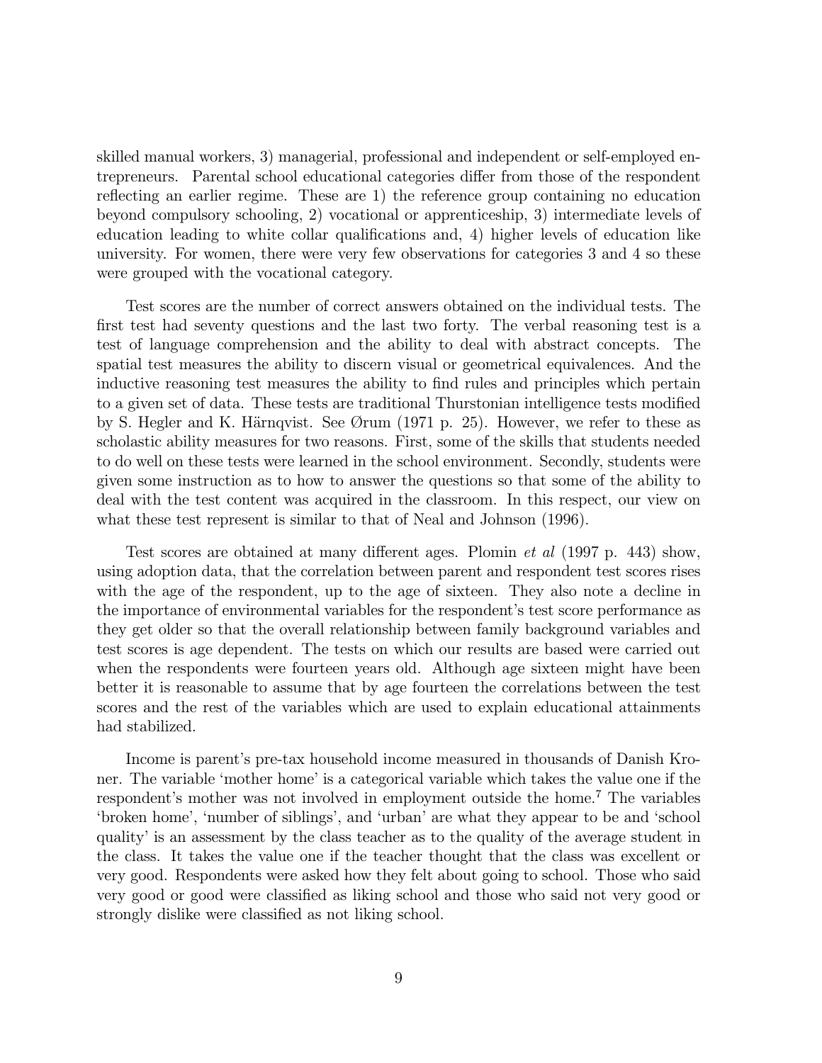skilled manual workers, 3) managerial, professional and independent or self-employed entrepreneurs. Parental school educational categories differ from those of the respondent reflecting an earlier regime. These are 1) the reference group containing no education beyond compulsory schooling, 2) vocational or apprenticeship, 3) intermediate levels of education leading to white collar qualifications and, 4) higher levels of education like university. For women, there were very few observations for categories 3 and 4 so these were grouped with the vocational category.

Test scores are the number of correct answers obtained on the individual tests. The first test had seventy questions and the last two forty. The verbal reasoning test is a test of language comprehension and the ability to deal with abstract concepts. The spatial test measures the ability to discern visual or geometrical equivalences. And the inductive reasoning test measures the ability to find rules and principles which pertain to a given set of data. These tests are traditional Thurstonian intelligence tests modified by S. Hegler and K. Härnqvist. See Ørum (1971 p. 25). However, we refer to these as scholastic ability measures for two reasons. First, some of the skills that students needed to do well on these tests were learned in the school environment. Secondly, students were given some instruction as to how to answer the questions so that some of the ability to deal with the test content was acquired in the classroom. In this respect, our view on what these test represent is similar to that of Neal and Johnson (1996).

Test scores are obtained at many different ages. Plomin *et al* (1997 p. 443) show, using adoption data, that the correlation between parent and respondent test scores rises with the age of the respondent, up to the age of sixteen. They also note a decline in the importance of environmental variables for the respondent's test score performance as they get older so that the overall relationship between family background variables and test scores is age dependent. The tests on which our results are based were carried out when the respondents were fourteen years old. Although age sixteen might have been better it is reasonable to assume that by age fourteen the correlations between the test scores and the rest of the variables which are used to explain educational attainments had stabilized.

Income is parent's pre-tax household income measured in thousands of Danish Kroner. The variable 'mother home' is a categorical variable which takes the value one if the respondent's mother was not involved in employment outside the home.[7] The variables 'broken home', 'number of siblings', and 'urban' are what they appear to be and 'school quality' is an assessment by the class teacher as to the quality of the average student in the class. It takes the value one if the teacher thought that the class was excellent or very good. Respondents were asked how they felt about going to school. Those who said very good or good were classified as liking school and those who said not very good or strongly dislike were classified as not liking school.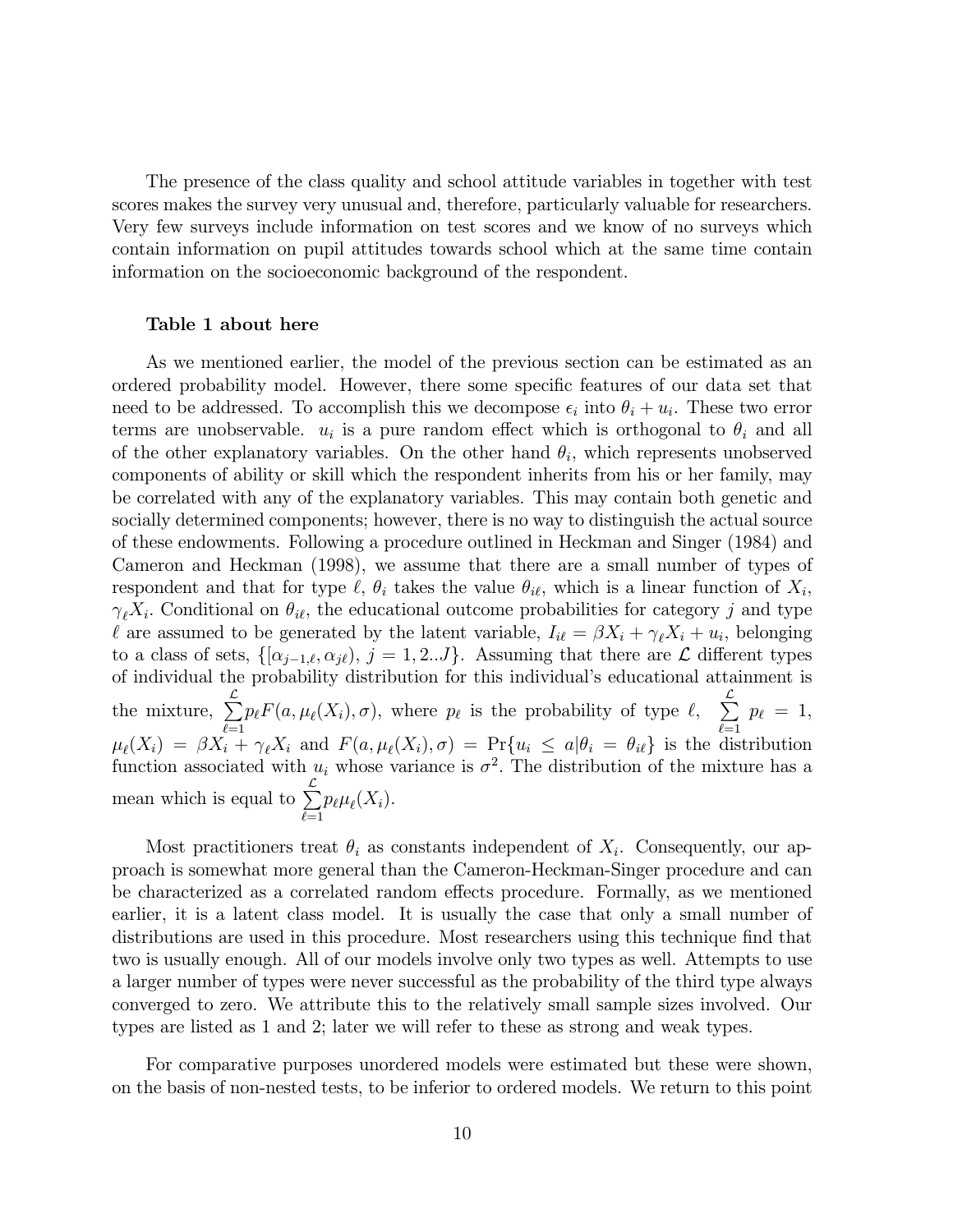The presence of the class quality and school attitude variables in together with test scores makes the survey very unusual and, therefore, particularly valuable for researchers. Very few surveys include information on test scores and we know of no surveys which contain information on pupil attitudes towards school which at the same time contain information on the socioeconomic background of the respondent.

**Table 1 about here**

As we mentioned earlier, the model of the previous section can be estimated as an ordered probability model. However, there some specific features of our data set that need to be addressed. To accomplish this we decompose $\epsilon_i$ into $\theta_i + u_i$. These two error terms are unobservable. $u_i$ is a pure random effect which is orthogonal to $\theta_i$ and all of the other explanatory variables. On the other hand $\theta_i$, which represents unobserved components of ability or skill which the respondent inherits from his or her family, may be correlated with any of the explanatory variables. This may contain both genetic and socially determined components; however, there is no way to distinguish the actual source of these endowments. Following a procedure outlined in Heckman and Singer (1984) and Cameron and Heckman (1998), we assume that there are a small number of types of respondent and that for type $\ell$, $\theta_i$ takes the value $\theta_{i\ell}$, which is a linear function of $X_i$, $\gamma_\ell X_i$. Conditional on $\theta_{i\ell}$, the educational outcome probabilities for category $j$ and type $\ell$ are assumed to be generated by the latent variable, $I_{i\ell} = \beta X_i + \gamma_\ell X_i + u_i$, belonging to a class of sets, $\{[\alpha_{j-1,\ell}, \alpha_{j\ell}),\ j = 1, 2..J\}$. Assuming that there are $\mathcal{L}$ different types of individual the probability distribution for this individual's educational attainment is the mixture, $\sum_{\ell=1}^{\mathcal{L}} p_\ell F(a, \mu_\ell(X_i), \sigma)$, where $p_\ell$ is the probability of type $\ell$, $\sum_{\ell=1}^{\mathcal{L}} p_\ell = 1$, $\mu_\ell(X_i) = \beta X_i + \gamma_\ell X_i$ and $F(a, \mu_\ell(X_i), \sigma) = \Pr\{u_i \leq a | \theta_i = \theta_{i\ell}\}$ is the distribution function associated with $u_i$ whose variance is $\sigma^2$. The distribution of the mixture has a mean which is equal to $\sum_{\ell=1}^{\mathcal{L}} p_\ell \mu_\ell(X_i)$.

Most practitioners treat $\theta_i$ as constants independent of $X_i$. Consequently, our approach is somewhat more general than the Cameron-Heckman-Singer procedure and can be characterized as a correlated random effects procedure. Formally, as we mentioned earlier, it is a latent class model. It is usually the case that only a small number of distributions are used in this procedure. Most researchers using this technique find that two is usually enough. All of our models involve only two types as well. Attempts to use a larger number of types were never successful as the probability of the third type always converged to zero. We attribute this to the relatively small sample sizes involved. Our types are listed as 1 and 2; later we will refer to these as strong and weak types.

For comparative purposes unordered models were estimated but these were shown, on the basis of non-nested tests, to be inferior to ordered models. We return to this point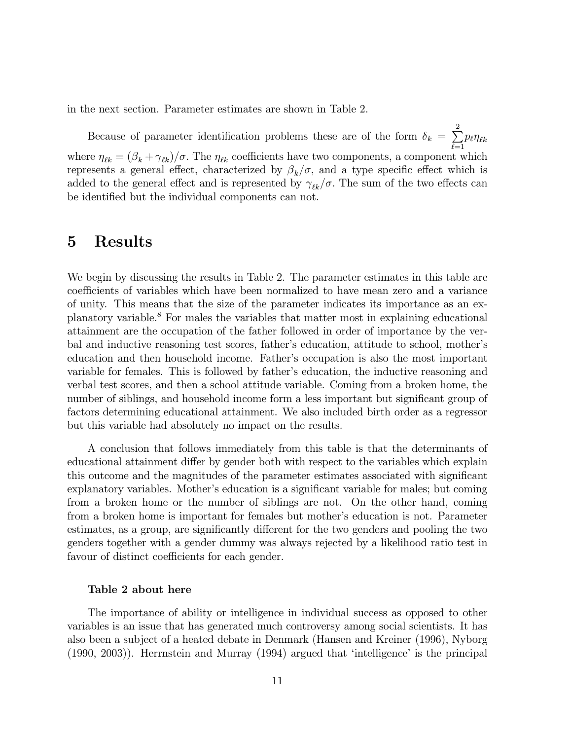in the next section. Parameter estimates are shown in Table 2.

Because of parameter identification problems these are of the form $\delta_k = \sum_{\ell=1}^{2} p_\ell \eta_{\ell k}$ where $\eta_{\ell k} = (\beta_k + \gamma_{\ell k})/\sigma$. The $\eta_{\ell k}$ coefficients have two components, a component which represents a general effect, characterized by $\beta_k/\sigma$, and a type specific effect which is added to the general effect and is represented by $\gamma_{\ell k}/\sigma$. The sum of the two effects can be identified but the individual components can not.

# 5 Results

We begin by discussing the results in Table 2. The parameter estimates in this table are coefficients of variables which have been normalized to have mean zero and a variance of unity. This means that the size of the parameter indicates its importance as an explanatory variable.[8] For males the variables that matter most in explaining educational attainment are the occupation of the father followed in order of importance by the verbal and inductive reasoning test scores, father's education, attitude to school, mother's education and then household income. Father's occupation is also the most important variable for females. This is followed by father's education, the inductive reasoning and verbal test scores, and then a school attitude variable. Coming from a broken home, the number of siblings, and household income form a less important but significant group of factors determining educational attainment. We also included birth order as a regressor but this variable had absolutely no impact on the results.

A conclusion that follows immediately from this table is that the determinants of educational attainment differ by gender both with respect to the variables which explain this outcome and the magnitudes of the parameter estimates associated with significant explanatory variables. Mother's education is a significant variable for males; but coming from a broken home or the number of siblings are not. On the other hand, coming from a broken home is important for females but mother's education is not. Parameter estimates, as a group, are significantly different for the two genders and pooling the two genders together with a gender dummy was always rejected by a likelihood ratio test in favour of distinct coefficients for each gender.

**Table 2 about here**

The importance of ability or intelligence in individual success as opposed to other variables is an issue that has generated much controversy among social scientists. It has also been a subject of a heated debate in Denmark (Hansen and Kreiner (1996), Nyborg (1990, 2003)). Herrnstein and Murray (1994) argued that 'intelligence' is the principal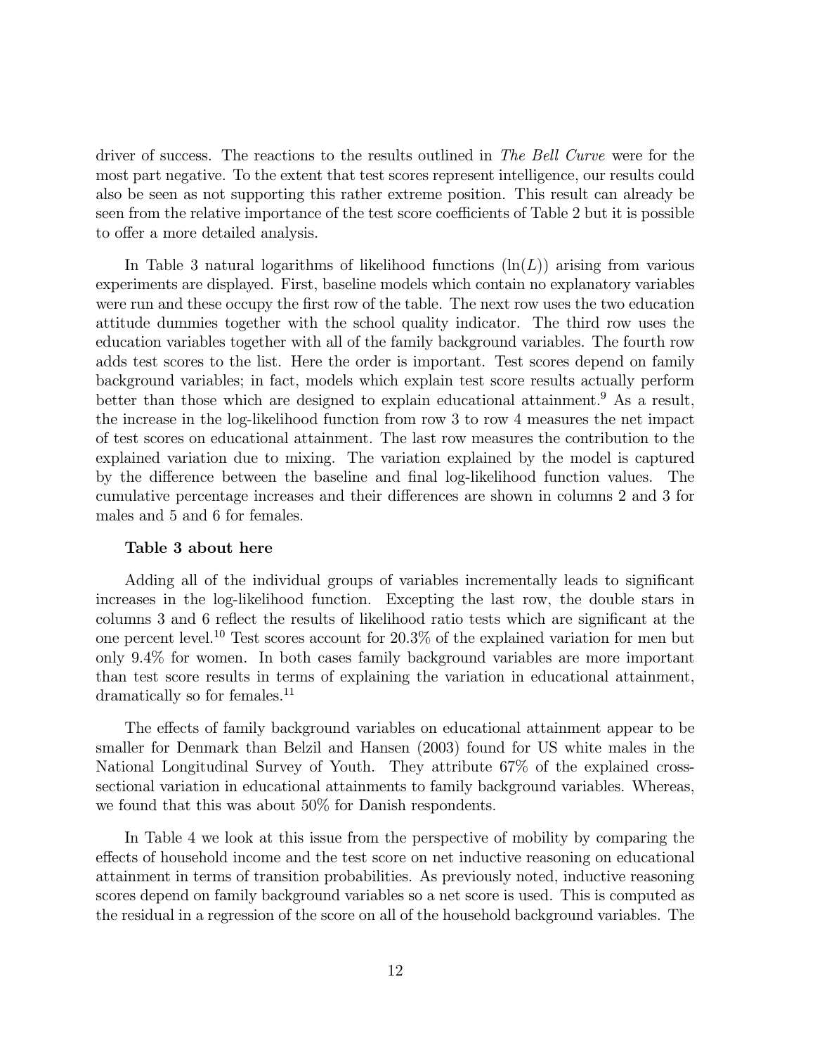driver of success. The reactions to the results outlined in *The Bell Curve* were for the most part negative. To the extent that test scores represent intelligence, our results could also be seen as not supporting this rather extreme position. This result can already be seen from the relative importance of the test score coefficients of Table 2 but it is possible to offer a more detailed analysis.

In Table 3 natural logarithms of likelihood functions ($\ln(L)$) arising from various experiments are displayed. First, baseline models which contain no explanatory variables were run and these occupy the first row of the table. The next row uses the two education attitude dummies together with the school quality indicator. The third row uses the education variables together with all of the family background variables. The fourth row adds test scores to the list. Here the order is important. Test scores depend on family background variables; in fact, models which explain test score results actually perform better than those which are designed to explain educational attainment.[9] As a result, the increase in the log-likelihood function from row 3 to row 4 measures the net impact of test scores on educational attainment. The last row measures the contribution to the explained variation due to mixing. The variation explained by the model is captured by the difference between the baseline and final log-likelihood function values. The cumulative percentage increases and their differences are shown in columns 2 and 3 for males and 5 and 6 for females.

**Table 3 about here**

Adding all of the individual groups of variables incrementally leads to significant increases in the log-likelihood function. Excepting the last row, the double stars in columns 3 and 6 reflect the results of likelihood ratio tests which are significant at the one percent level.[10] Test scores account for 20.3% of the explained variation for men but only 9.4% for women. In both cases family background variables are more important than test score results in terms of explaining the variation in educational attainment, dramatically so for females.[11]

The effects of family background variables on educational attainment appear to be smaller for Denmark than Belzil and Hansen (2003) found for US white males in the National Longitudinal Survey of Youth. They attribute 67% of the explained cross-sectional variation in educational attainments to family background variables. Whereas, we found that this was about 50% for Danish respondents.

In Table 4 we look at this issue from the perspective of mobility by comparing the effects of household income and the test score on net inductive reasoning on educational attainment in terms of transition probabilities. As previously noted, inductive reasoning scores depend on family background variables so a net score is used. This is computed as the residual in a regression of the score on all of the household background variables. The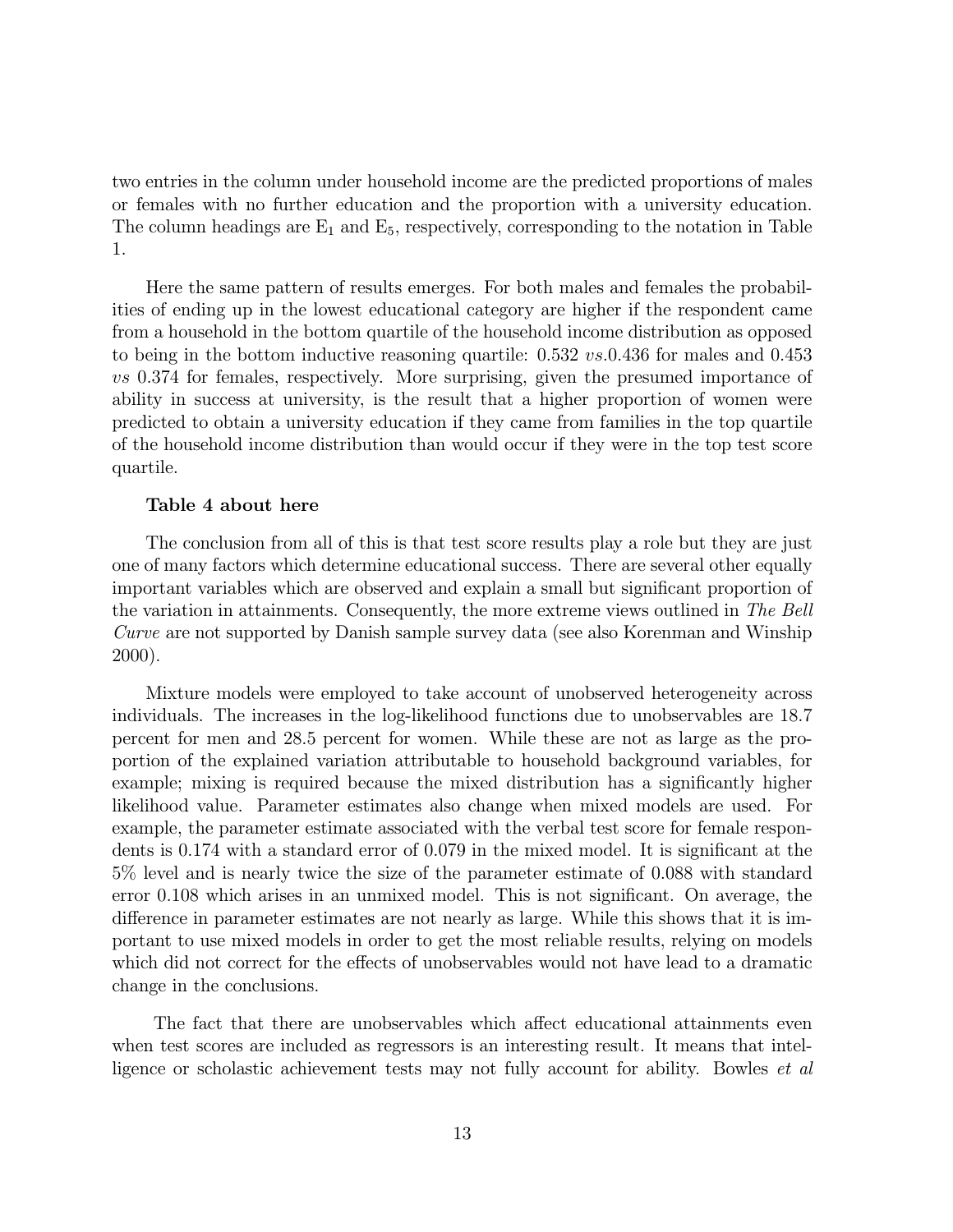two entries in the column under household income are the predicted proportions of males or females with no further education and the proportion with a university education. The column headings are $E_1$ and $E_5$, respectively, corresponding to the notation in Table 1.

Here the same pattern of results emerges. For both males and females the probabilities of ending up in the lowest educational category are higher if the respondent came from a household in the bottom quartile of the household income distribution as opposed to being in the bottom inductive reasoning quartile: 0.532 *vs.*0.436 for males and 0.453 *vs* 0.374 for females, respectively. More surprising, given the presumed importance of ability in success at university, is the result that a higher proportion of women were predicted to obtain a university education if they came from families in the top quartile of the household income distribution than would occur if they were in the top test score quartile.

**Table 4 about here**

The conclusion from all of this is that test score results play a role but they are just one of many factors which determine educational success. There are several other equally important variables which are observed and explain a small but significant proportion of the variation in attainments. Consequently, the more extreme views outlined in *The Bell Curve* are not supported by Danish sample survey data (see also Korenman and Winship 2000).

Mixture models were employed to take account of unobserved heterogeneity across individuals. The increases in the log-likelihood functions due to unobservables are 18.7 percent for men and 28.5 percent for women. While these are not as large as the proportion of the explained variation attributable to household background variables, for example; mixing is required because the mixed distribution has a significantly higher likelihood value. Parameter estimates also change when mixed models are used. For example, the parameter estimate associated with the verbal test score for female respondents is 0.174 with a standard error of 0.079 in the mixed model. It is significant at the 5% level and is nearly twice the size of the parameter estimate of 0.088 with standard error 0.108 which arises in an unmixed model. This is not significant. On average, the difference in parameter estimates are not nearly as large. While this shows that it is important to use mixed models in order to get the most reliable results, relying on models which did not correct for the effects of unobservables would not have lead to a dramatic change in the conclusions.

The fact that there are unobservables which affect educational attainments even when test scores are included as regressors is an interesting result. It means that intelligence or scholastic achievement tests may not fully account for ability. Bowles *et al*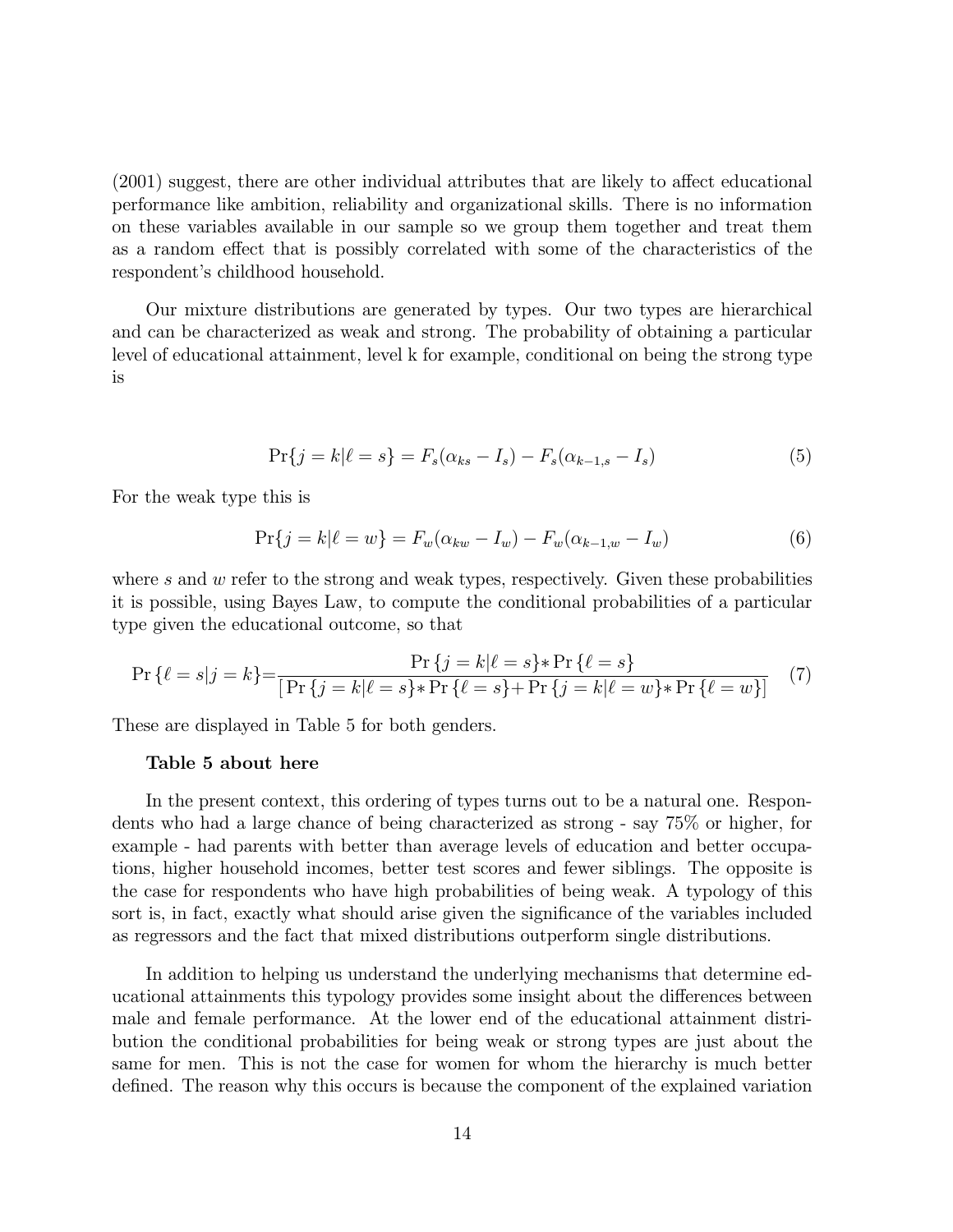(2001) suggest, there are other individual attributes that are likely to affect educational performance like ambition, reliability and organizational skills. There is no information on these variables available in our sample so we group them together and treat them as a random effect that is possibly correlated with some of the characteristics of the respondent's childhood household.

Our mixture distributions are generated by types. Our two types are hierarchical and can be characterized as weak and strong. The probability of obtaining a particular level of educational attainment, level k for example, conditional on being the strong type is

$$\Pr\{j = k|\ell = s\} = F_s(\alpha_{ks} - I_s) - F_s(\alpha_{k-1,s} - I_s) \tag{5}$$

For the weak type this is

$$\Pr\{j = k|\ell = w\} = F_w(\alpha_{kw} - I_w) - F_w(\alpha_{k-1,w} - I_w) \tag{6}$$

where $s$ and $w$ refer to the strong and weak types, respectively. Given these probabilities it is possible, using Bayes Law, to compute the conditional probabilities of a particular type given the educational outcome, so that

$$\Pr\{\ell = s|j = k\} = \frac{\Pr\{j = k|\ell = s\} * \Pr\{\ell = s\}}{[\Pr\{j = k|\ell = s\} * \Pr\{\ell = s\} + \Pr\{j = k|\ell = w\} * \Pr\{\ell = w\}]} \tag{7}$$

These are displayed in Table 5 for both genders.

**Table 5 about here**

In the present context, this ordering of types turns out to be a natural one. Respondents who had a large chance of being characterized as strong - say 75% or higher, for example - had parents with better than average levels of education and better occupations, higher household incomes, better test scores and fewer siblings. The opposite is the case for respondents who have high probabilities of being weak. A typology of this sort is, in fact, exactly what should arise given the significance of the variables included as regressors and the fact that mixed distributions outperform single distributions.

In addition to helping us understand the underlying mechanisms that determine educational attainments this typology provides some insight about the differences between male and female performance. At the lower end of the educational attainment distribution the conditional probabilities for being weak or strong types are just about the same for men. This is not the case for women for whom the hierarchy is much better defined. The reason why this occurs is because the component of the explained variation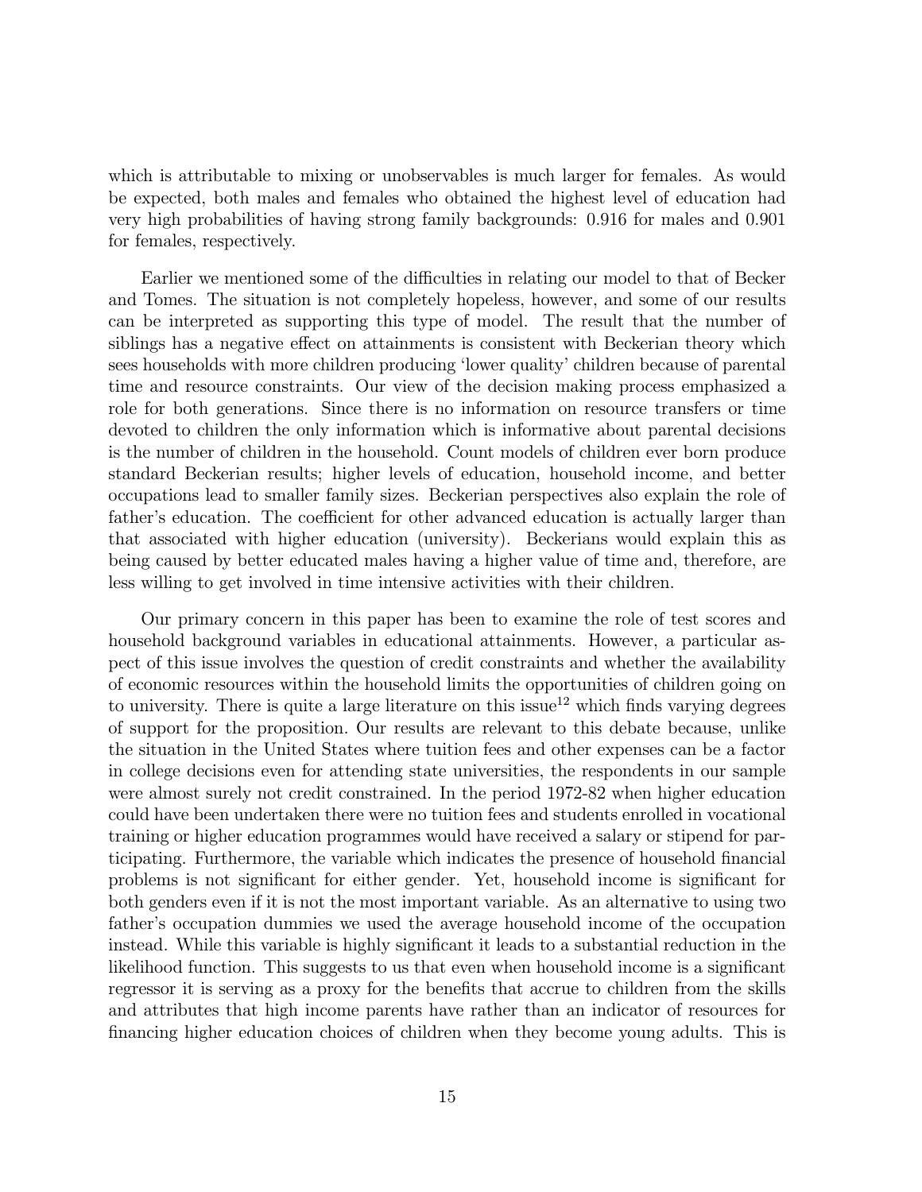which is attributable to mixing or unobservables is much larger for females. As would be expected, both males and females who obtained the highest level of education had very high probabilities of having strong family backgrounds: 0.916 for males and 0.901 for females, respectively.

Earlier we mentioned some of the difficulties in relating our model to that of Becker and Tomes. The situation is not completely hopeless, however, and some of our results can be interpreted as supporting this type of model. The result that the number of siblings has a negative effect on attainments is consistent with Beckerian theory which sees households with more children producing 'lower quality' children because of parental time and resource constraints. Our view of the decision making process emphasized a role for both generations. Since there is no information on resource transfers or time devoted to children the only information which is informative about parental decisions is the number of children in the household. Count models of children ever born produce standard Beckerian results; higher levels of education, household income, and better occupations lead to smaller family sizes. Beckerian perspectives also explain the role of father's education. The coefficient for other advanced education is actually larger than that associated with higher education (university). Beckerians would explain this as being caused by better educated males having a higher value of time and, therefore, are less willing to get involved in time intensive activities with their children.

Our primary concern in this paper has been to examine the role of test scores and household background variables in educational attainments. However, a particular aspect of this issue involves the question of credit constraints and whether the availability of economic resources within the household limits the opportunities of children going on to university. There is quite a large literature on this issue[12] which finds varying degrees of support for the proposition. Our results are relevant to this debate because, unlike the situation in the United States where tuition fees and other expenses can be a factor in college decisions even for attending state universities, the respondents in our sample were almost surely not credit constrained. In the period 1972-82 when higher education could have been undertaken there were no tuition fees and students enrolled in vocational training or higher education programmes would have received a salary or stipend for participating. Furthermore, the variable which indicates the presence of household financial problems is not significant for either gender. Yet, household income is significant for both genders even if it is not the most important variable. As an alternative to using two father's occupation dummies we used the average household income of the occupation instead. While this variable is highly significant it leads to a substantial reduction in the likelihood function. This suggests to us that even when household income is a significant regressor it is serving as a proxy for the benefits that accrue to children from the skills and attributes that high income parents have rather than an indicator of resources for financing higher education choices of children when they become young adults. This is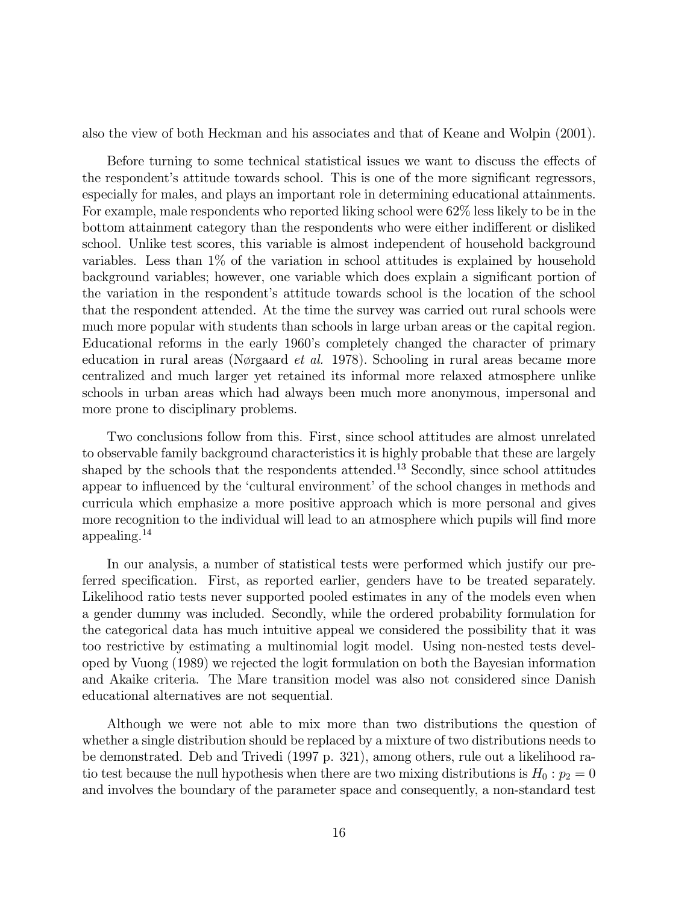also the view of both Heckman and his associates and that of Keane and Wolpin (2001).

Before turning to some technical statistical issues we want to discuss the effects of the respondent's attitude towards school. This is one of the more significant regressors, especially for males, and plays an important role in determining educational attainments. For example, male respondents who reported liking school were 62% less likely to be in the bottom attainment category than the respondents who were either indifferent or disliked school. Unlike test scores, this variable is almost independent of household background variables. Less than 1% of the variation in school attitudes is explained by household background variables; however, one variable which does explain a significant portion of the variation in the respondent's attitude towards school is the location of the school that the respondent attended. At the time the survey was carried out rural schools were much more popular with students than schools in large urban areas or the capital region. Educational reforms in the early 1960's completely changed the character of primary education in rural areas (Nørgaard *et al.* 1978). Schooling in rural areas became more centralized and much larger yet retained its informal more relaxed atmosphere unlike schools in urban areas which had always been much more anonymous, impersonal and more prone to disciplinary problems.

Two conclusions follow from this. First, since school attitudes are almost unrelated to observable family background characteristics it is highly probable that these are largely shaped by the schools that the respondents attended.[13] Secondly, since school attitudes appear to influenced by the 'cultural environment' of the school changes in methods and curricula which emphasize a more positive approach which is more personal and gives more recognition to the individual will lead to an atmosphere which pupils will find more appealing.[14]

In our analysis, a number of statistical tests were performed which justify our preferred specification. First, as reported earlier, genders have to be treated separately. Likelihood ratio tests never supported pooled estimates in any of the models even when a gender dummy was included. Secondly, while the ordered probability formulation for the categorical data has much intuitive appeal we considered the possibility that it was too restrictive by estimating a multinomial logit model. Using non-nested tests developed by Vuong (1989) we rejected the logit formulation on both the Bayesian information and Akaike criteria. The Mare transition model was also not considered since Danish educational alternatives are not sequential.

Although we were not able to mix more than two distributions the question of whether a single distribution should be replaced by a mixture of two distributions needs to be demonstrated. Deb and Trivedi (1997 p. 321), among others, rule out a likelihood ratio test because the null hypothesis when there are two mixing distributions is $H_0 : p_2 = 0$ and involves the boundary of the parameter space and consequently, a non-standard test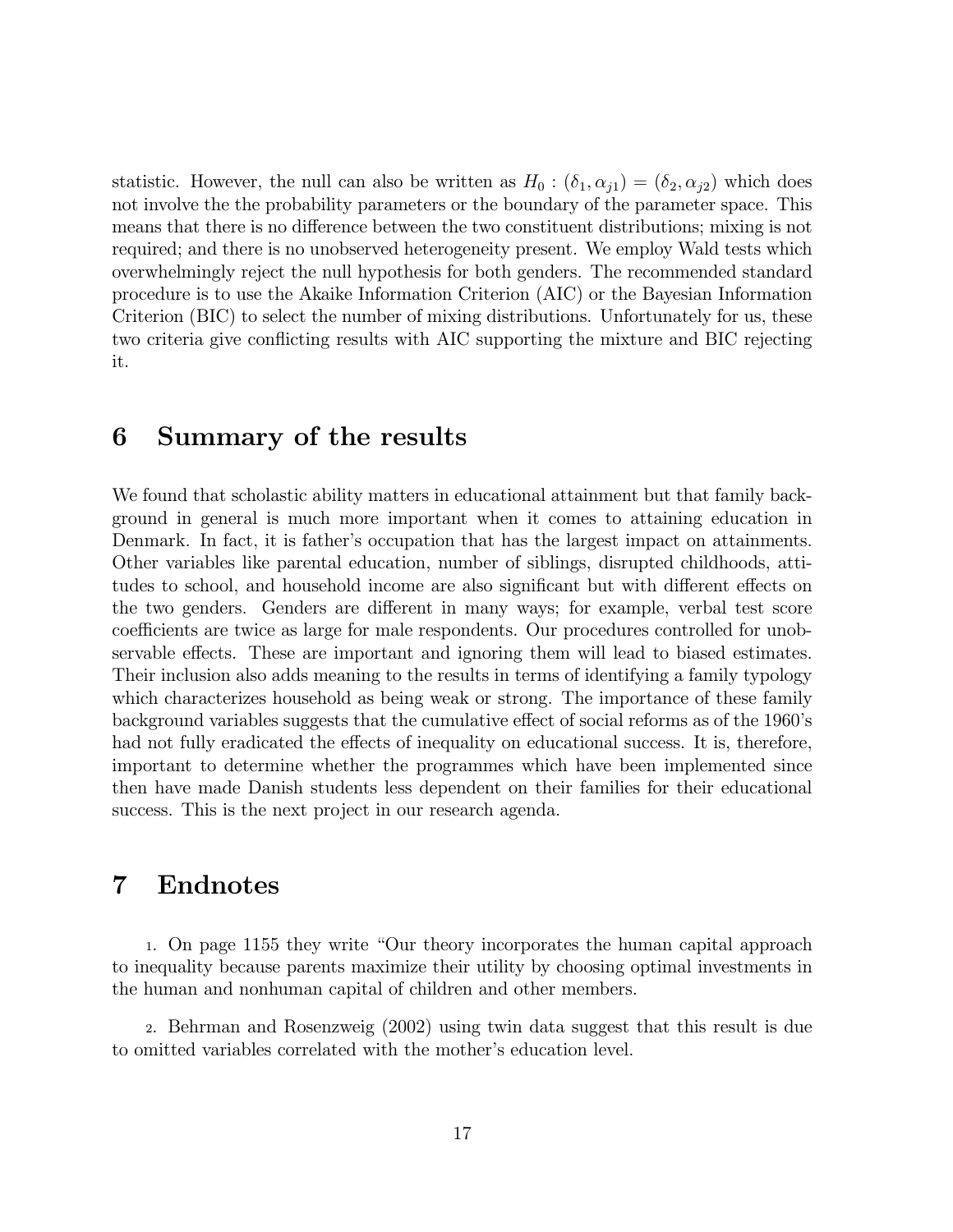statistic. However, the null can also be written as $H_0 : (\delta_1, \alpha_{j1}) = (\delta_2, \alpha_{j2})$ which does not involve the the probability parameters or the boundary of the parameter space. This means that there is no difference between the two constituent distributions; mixing is not required; and there is no unobserved heterogeneity present. We employ Wald tests which overwhelmingly reject the null hypothesis for both genders. The recommended standard procedure is to use the Akaike Information Criterion (AIC) or the Bayesian Information Criterion (BIC) to select the number of mixing distributions. Unfortunately for us, these two criteria give conflicting results with AIC supporting the mixture and BIC rejecting it.

# 6 Summary of the results

We found that scholastic ability matters in educational attainment but that family background in general is much more important when it comes to attaining education in Denmark. In fact, it is father's occupation that has the largest impact on attainments. Other variables like parental education, number of siblings, disrupted childhoods, attitudes to school, and household income are also significant but with different effects on the two genders. Genders are different in many ways; for example, verbal test score coefficients are twice as large for male respondents. Our procedures controlled for unobservable effects. These are important and ignoring them will lead to biased estimates. Their inclusion also adds meaning to the results in terms of identifying a family typology which characterizes household as being weak or strong. The importance of these family background variables suggests that the cumulative effect of social reforms as of the 1960's had not fully eradicated the effects of inequality on educational success. It is, therefore, important to determine whether the programmes which have been implemented since then have made Danish students less dependent on their families for their educational success. This is the next project in our research agenda.

# 7 Endnotes

1. On page 1155 they write "Our theory incorporates the human capital approach to inequality because parents maximize their utility by choosing optimal investments in the human and nonhuman capital of children and other members.

2. Behrman and Rosenzweig (2002) using twin data suggest that this result is due to omitted variables correlated with the mother's education level.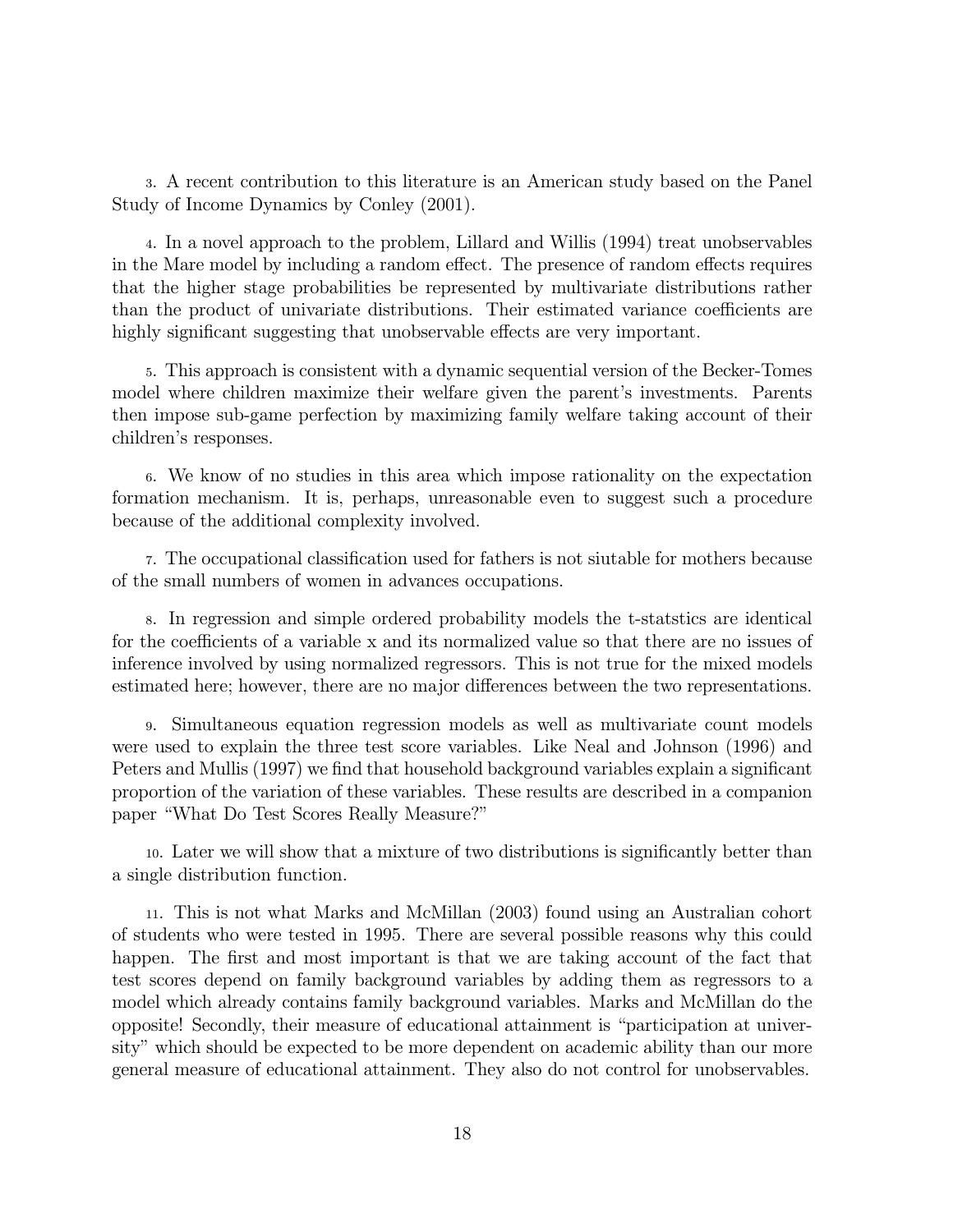3. A recent contribution to this literature is an American study based on the Panel Study of Income Dynamics by Conley (2001).

4. In a novel approach to the problem, Lillard and Willis (1994) treat unobservables in the Mare model by including a random effect. The presence of random effects requires that the higher stage probabilities be represented by multivariate distributions rather than the product of univariate distributions. Their estimated variance coefficients are highly significant suggesting that unobservable effects are very important.

5. This approach is consistent with a dynamic sequential version of the Becker-Tomes model where children maximize their welfare given the parent's investments. Parents then impose sub-game perfection by maximizing family welfare taking account of their children's responses.

6. We know of no studies in this area which impose rationality on the expectation formation mechanism. It is, perhaps, unreasonable even to suggest such a procedure because of the additional complexity involved.

7. The occupational classification used for fathers is not siutable for mothers because of the small numbers of women in advances occupations.

8. In regression and simple ordered probability models the t-statstics are identical for the coefficients of a variable x and its normalized value so that there are no issues of inference involved by using normalized regressors. This is not true for the mixed models estimated here; however, there are no major differences between the two representations.

9. Simultaneous equation regression models as well as multivariate count models were used to explain the three test score variables. Like Neal and Johnson (1996) and Peters and Mullis (1997) we find that household background variables explain a significant proportion of the variation of these variables. These results are described in a companion paper "What Do Test Scores Really Measure?"

10. Later we will show that a mixture of two distributions is significantly better than a single distribution function.

11. This is not what Marks and McMillan (2003) found using an Australian cohort of students who were tested in 1995. There are several possible reasons why this could happen. The first and most important is that we are taking account of the fact that test scores depend on family background variables by adding them as regressors to a model which already contains family background variables. Marks and McMillan do the opposite! Secondly, their measure of educational attainment is "participation at university" which should be expected to be more dependent on academic ability than our more general measure of educational attainment. They also do not control for unobservables.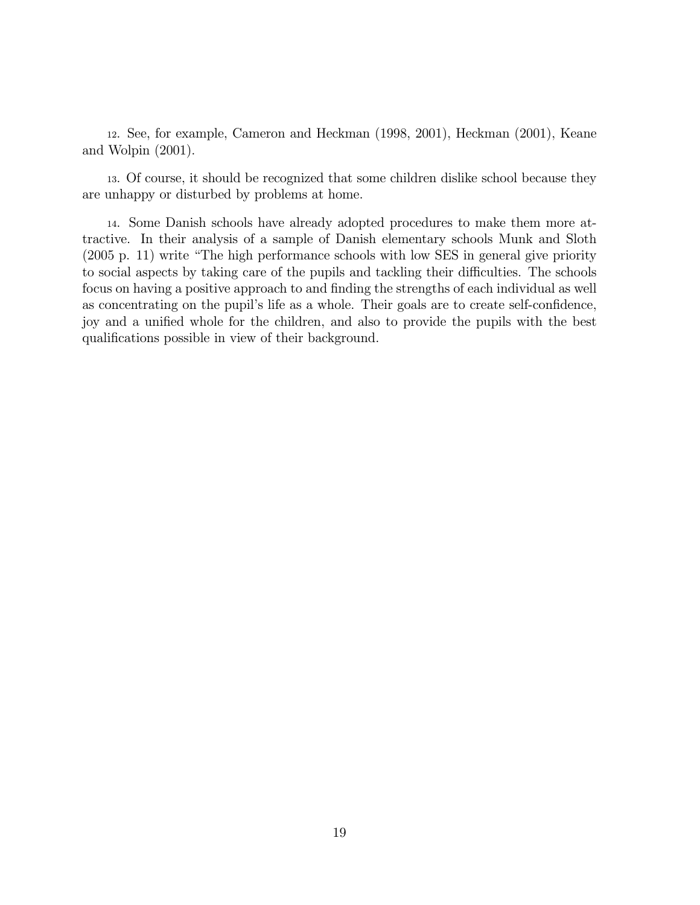12. See, for example, Cameron and Heckman (1998, 2001), Heckman (2001), Keane and Wolpin (2001).

13. Of course, it should be recognized that some children dislike school because they are unhappy or disturbed by problems at home.

14. Some Danish schools have already adopted procedures to make them more attractive. In their analysis of a sample of Danish elementary schools Munk and Sloth (2005 p. 11) write "The high performance schools with low SES in general give priority to social aspects by taking care of the pupils and tackling their difficulties. The schools focus on having a positive approach to and finding the strengths of each individual as well as concentrating on the pupil's life as a whole. Their goals are to create self-confidence, joy and a unified whole for the children, and also to provide the pupils with the best qualifications possible in view of their background.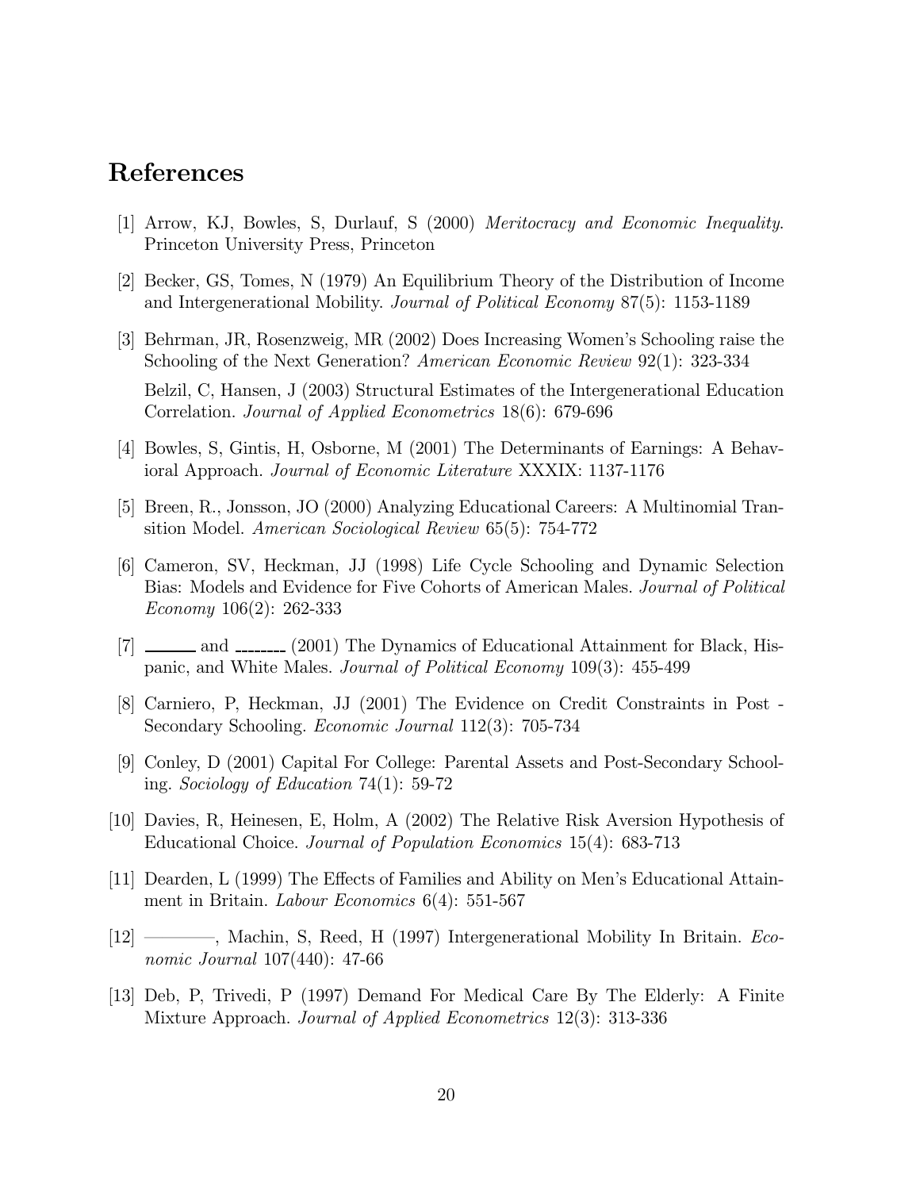# References

[1] Arrow, KJ, Bowles, S, Durlauf, S (2000) *Meritocracy and Economic Inequality*. Princeton University Press, Princeton

[2] Becker, GS, Tomes, N (1979) An Equilibrium Theory of the Distribution of Income and Intergenerational Mobility. *Journal of Political Economy* 87(5): 1153-1189

[3] Behrman, JR, Rosenzweig, MR (2002) Does Increasing Women's Schooling raise the Schooling of the Next Generation? *American Economic Review* 92(1): 323-334

Belzil, C, Hansen, J (2003) Structural Estimates of the Intergenerational Education Correlation. *Journal of Applied Econometrics* 18(6): 679-696

[4] Bowles, S, Gintis, H, Osborne, M (2001) The Determinants of Earnings: A Behavioral Approach. *Journal of Economic Literature* XXXIX: 1137-1176

[5] Breen, R., Jonsson, JO (2000) Analyzing Educational Careers: A Multinomial Transition Model. *American Sociological Review* 65(5): 754-772

[6] Cameron, SV, Heckman, JJ (1998) Life Cycle Schooling and Dynamic Selection Bias: Models and Evidence for Five Cohorts of American Males. *Journal of Political Economy* 106(2): 262-333

[7] ______ and ________ (2001) The Dynamics of Educational Attainment for Black, Hispanic, and White Males. *Journal of Political Economy* 109(3): 455-499

[8] Carniero, P, Heckman, JJ (2001) The Evidence on Credit Constraints in Post - Secondary Schooling. *Economic Journal* 112(3): 705-734

[9] Conley, D (2001) Capital For College: Parental Assets and Post-Secondary Schooling. *Sociology of Education* 74(1): 59-72

[10] Davies, R, Heinesen, E, Holm, A (2002) The Relative Risk Aversion Hypothesis of Educational Choice. *Journal of Population Economics* 15(4): 683-713

[11] Dearden, L (1999) The Effects of Families and Ability on Men's Educational Attainment in Britain. *Labour Economics* 6(4): 551-567

[12] ————, Machin, S, Reed, H (1997) Intergenerational Mobility In Britain. *Economic Journal* 107(440): 47-66

[13] Deb, P, Trivedi, P (1997) Demand For Medical Care By The Elderly: A Finite Mixture Approach. *Journal of Applied Econometrics* 12(3): 313-336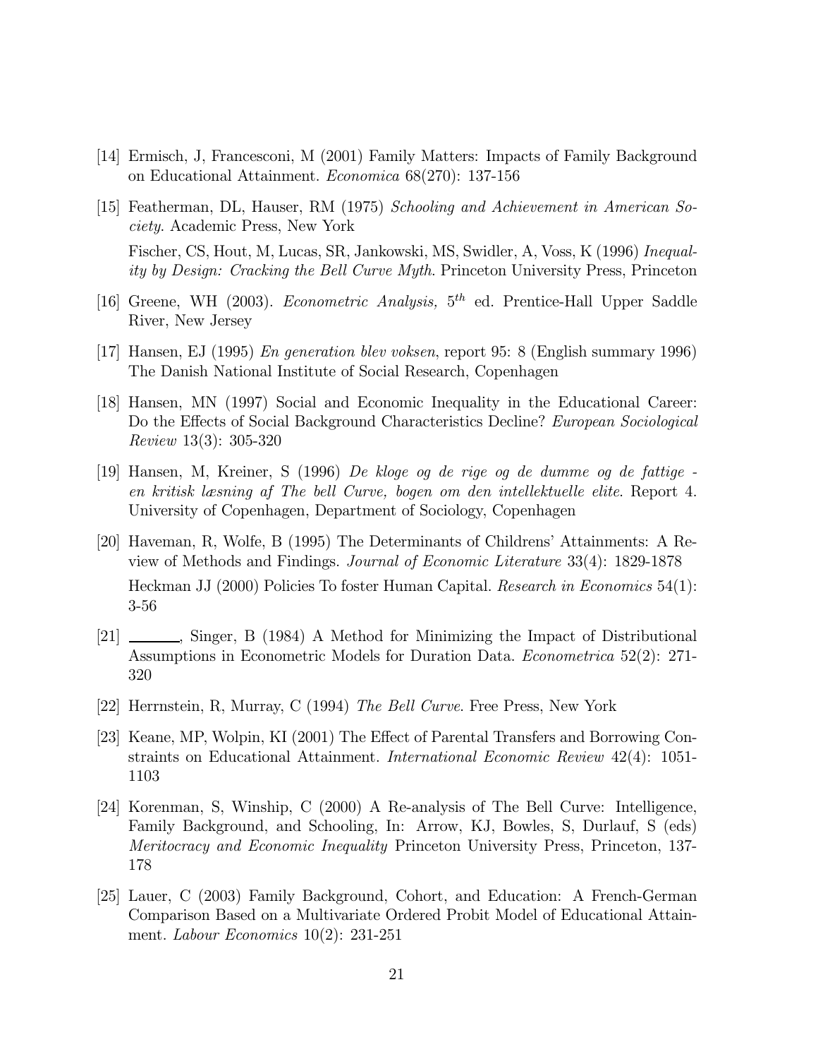[14] Ermisch, J, Francesconi, M (2001) Family Matters: Impacts of Family Background on Educational Attainment. *Economica* 68(270): 137-156

[15] Featherman, DL, Hauser, RM (1975) *Schooling and Achievement in American Society*. Academic Press, New York

Fischer, CS, Hout, M, Lucas, SR, Jankowski, MS, Swidler, A, Voss, K (1996) *Inequality by Design: Cracking the Bell Curve Myth*. Princeton University Press, Princeton

[16] Greene, WH (2003). *Econometric Analysis,* $5^{th}$ ed. Prentice-Hall Upper Saddle River, New Jersey

[17] Hansen, EJ (1995) *En generation blev voksen*, report 95: 8 (English summary 1996) The Danish National Institute of Social Research, Copenhagen

[18] Hansen, MN (1997) Social and Economic Inequality in the Educational Career: Do the Effects of Social Background Characteristics Decline? *European Sociological Review* 13(3): 305-320

[19] Hansen, M, Kreiner, S (1996) *De kloge og de rige og de dumme og de fattige - en kritisk læsning af The bell Curve, bogen om den intellektuelle elite*. Report 4. University of Copenhagen, Department of Sociology, Copenhagen

[20] Haveman, R, Wolfe, B (1995) The Determinants of Childrens' Attainments: A Review of Methods and Findings. *Journal of Economic Literature* 33(4): 1829-1878

Heckman JJ (2000) Policies To foster Human Capital. *Research in Economics* 54(1): 3-56

[21] ______, Singer, B (1984) A Method for Minimizing the Impact of Distributional Assumptions in Econometric Models for Duration Data. *Econometrica* 52(2): 271-320

[22] Herrnstein, R, Murray, C (1994) *The Bell Curve*. Free Press, New York

[23] Keane, MP, Wolpin, KI (2001) The Effect of Parental Transfers and Borrowing Constraints on Educational Attainment. *International Economic Review* 42(4): 1051-1103

[24] Korenman, S, Winship, C (2000) A Re-analysis of The Bell Curve: Intelligence, Family Background, and Schooling, In: Arrow, KJ, Bowles, S, Durlauf, S (eds) *Meritocracy and Economic Inequality* Princeton University Press, Princeton, 137-178

[25] Lauer, C (2003) Family Background, Cohort, and Education: A French-German Comparison Based on a Multivariate Ordered Probit Model of Educational Attainment. *Labour Economics* 10(2): 231-251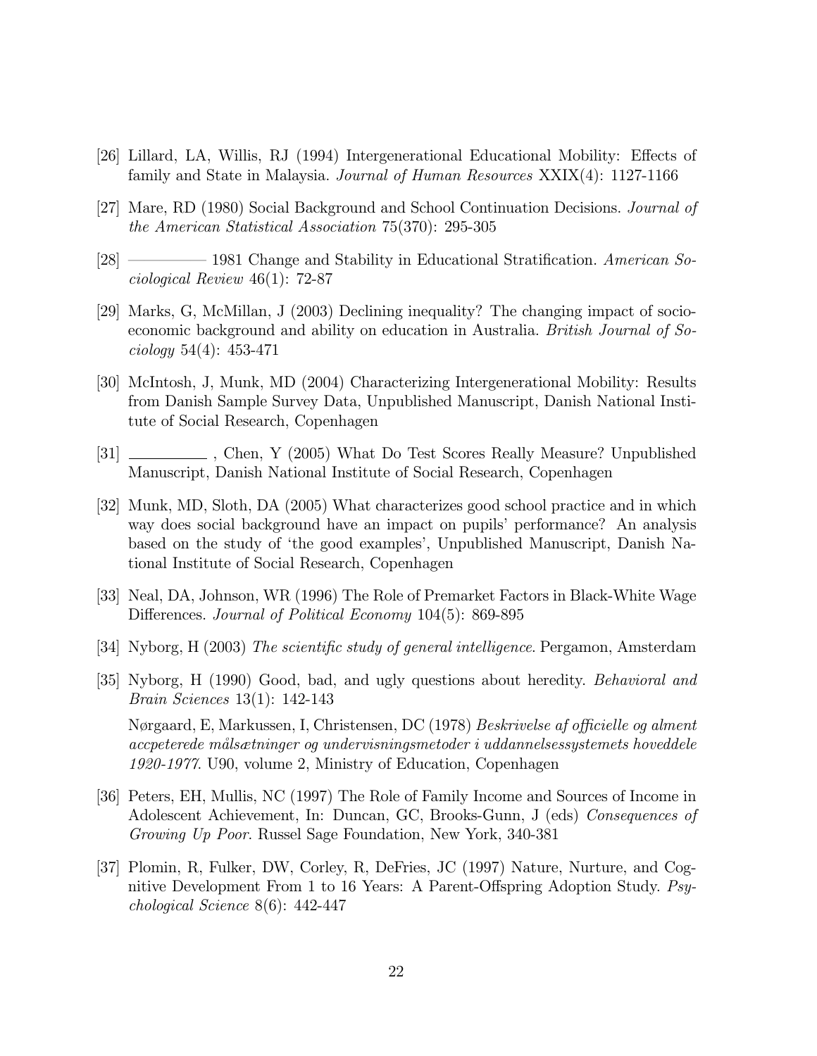[26] Lillard, LA, Willis, RJ (1994) Intergenerational Educational Mobility: Effects of family and State in Malaysia. *Journal of Human Resources* XXIX(4): 1127-1166

[27] Mare, RD (1980) Social Background and School Continuation Decisions. *Journal of the American Statistical Association* 75(370): 295-305

[28] ———— 1981 Change and Stability in Educational Stratification. *American Sociological Review* 46(1): 72-87

[29] Marks, G, McMillan, J (2003) Declining inequality? The changing impact of socio-economic background and ability on education in Australia. *British Journal of Sociology* 54(4): 453-471

[30] McIntosh, J, Munk, MD (2004) Characterizing Intergenerational Mobility: Results from Danish Sample Survey Data, Unpublished Manuscript, Danish National Institute of Social Research, Copenhagen

[31] ________ , Chen, Y (2005) What Do Test Scores Really Measure? Unpublished Manuscript, Danish National Institute of Social Research, Copenhagen

[32] Munk, MD, Sloth, DA (2005) What characterizes good school practice and in which way does social background have an impact on pupils' performance? An analysis based on the study of 'the good examples', Unpublished Manuscript, Danish National Institute of Social Research, Copenhagen

[33] Neal, DA, Johnson, WR (1996) The Role of Premarket Factors in Black-White Wage Differences. *Journal of Political Economy* 104(5): 869-895

[34] Nyborg, H (2003) *The scientific study of general intelligence*. Pergamon, Amsterdam

[35] Nyborg, H (1990) Good, bad, and ugly questions about heredity. *Behavioral and Brain Sciences* 13(1): 142-143

Nørgaard, E, Markussen, I, Christensen, DC (1978) *Beskrivelse af officielle og alment accpeterede målsætninger og undervisningsmetoder i uddannelsessystemets hoveddele 1920-1977*. U90, volume 2, Ministry of Education, Copenhagen

[36] Peters, EH, Mullis, NC (1997) The Role of Family Income and Sources of Income in Adolescent Achievement, In: Duncan, GC, Brooks-Gunn, J (eds) *Consequences of Growing Up Poor*. Russel Sage Foundation, New York, 340-381

[37] Plomin, R, Fulker, DW, Corley, R, DeFries, JC (1997) Nature, Nurture, and Cognitive Development From 1 to 16 Years: A Parent-Offspring Adoption Study. *Psychological Science* 8(6): 442-447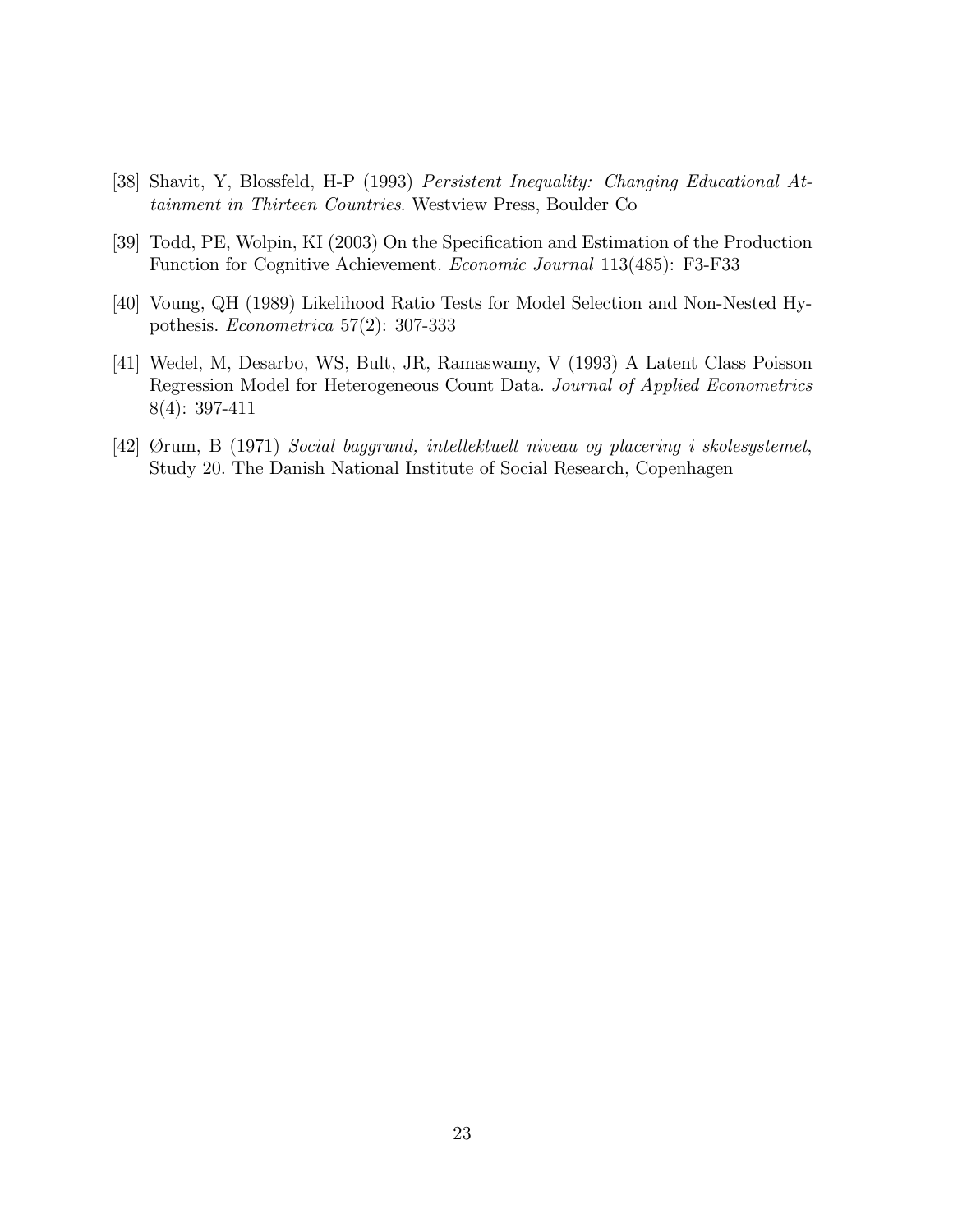[38] Shavit, Y, Blossfeld, H-P (1993) *Persistent Inequality: Changing Educational Attainment in Thirteen Countries*. Westview Press, Boulder Co

[39] Todd, PE, Wolpin, KI (2003) On the Specification and Estimation of the Production Function for Cognitive Achievement. *Economic Journal* 113(485): F3-F33

[40] Voung, QH (1989) Likelihood Ratio Tests for Model Selection and Non-Nested Hypothesis. *Econometrica* 57(2): 307-333

[41] Wedel, M, Desarbo, WS, Bult, JR, Ramaswamy, V (1993) A Latent Class Poisson Regression Model for Heterogeneous Count Data. *Journal of Applied Econometrics* 8(4): 397-411

[42] Ørum, B (1971) *Social baggrund, intellektuelt niveau og placering i skolesystemet*, Study 20. The Danish National Institute of Social Research, Copenhagen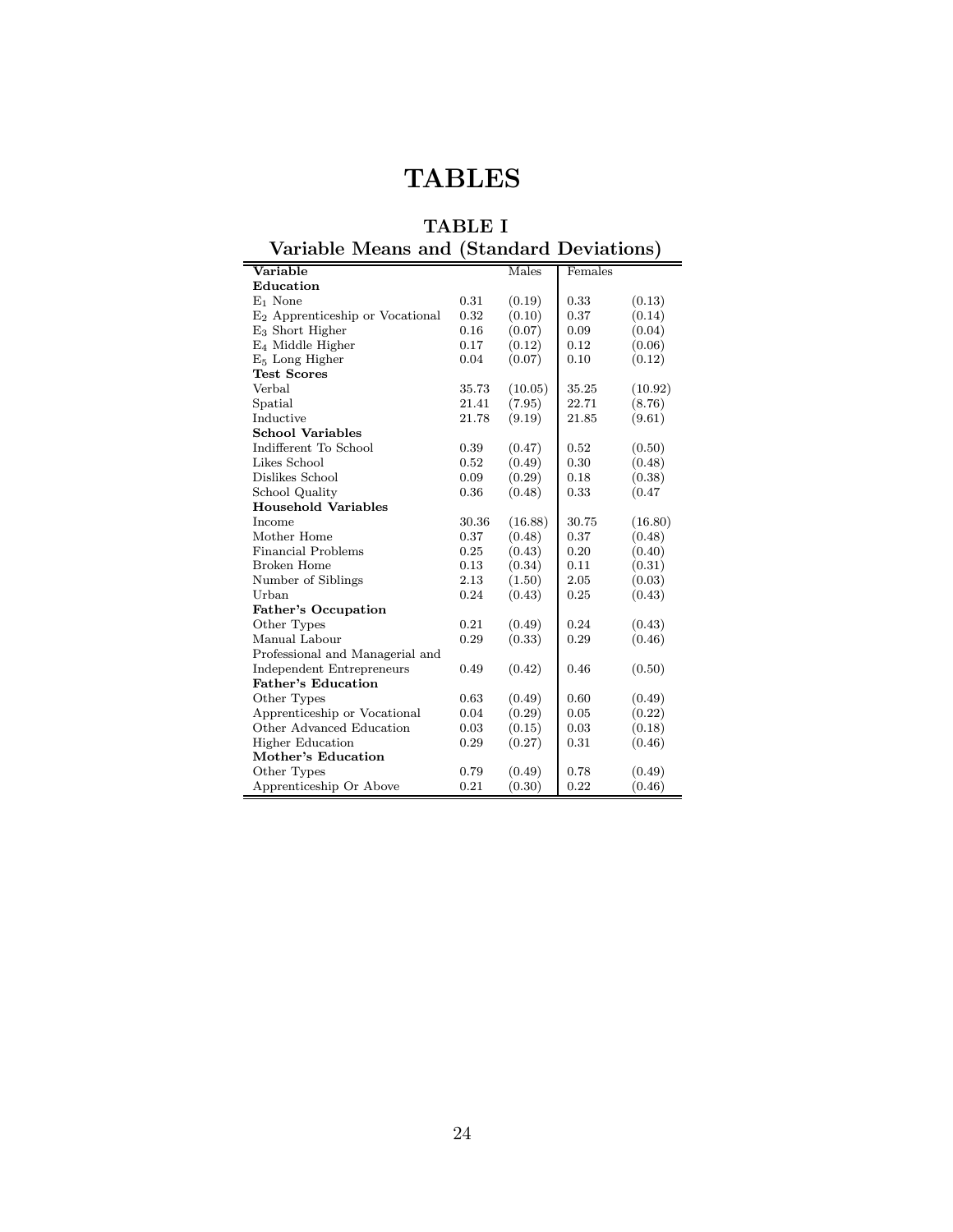# TABLES

## TABLE I

### Variable Means and (Standard Deviations)

| Variable | Males | | Females | |
|---|---|---|---|---|
| **Education** | | | | |
| $E_1$ None | 0.31 | (0.19) | 0.33 | (0.13) |
| $E_2$ Apprenticeship or Vocational | 0.32 | (0.10) | 0.37 | (0.14) |
| $E_3$ Short Higher | 0.16 | (0.07) | 0.09 | (0.04) |
| $E_4$ Middle Higher | 0.17 | (0.12) | 0.12 | (0.06) |
| $E_5$ Long Higher | 0.04 | (0.07) | 0.10 | (0.12) |
| **Test Scores** | | | | |
| Verbal | 35.73 | (10.05) | 35.25 | (10.92) |
| Spatial | 21.41 | (7.95) | 22.71 | (8.76) |
| Inductive | 21.78 | (9.19) | 21.85 | (9.61) |
| **School Variables** | | | | |
| Indifferent To School | 0.39 | (0.47) | 0.52 | (0.50) |
| Likes School | 0.52 | (0.49) | 0.30 | (0.48) |
| Dislikes School | 0.09 | (0.29) | 0.18 | (0.38) |
| School Quality | 0.36 | (0.48) | 0.33 | (0.47 |
| **Household Variables** | | | | |
| Income | 30.36 | (16.88) | 30.75 | (16.80) |
| Mother Home | 0.37 | (0.48) | 0.37 | (0.48) |
| Financial Problems | 0.25 | (0.43) | 0.20 | (0.40) |
| Broken Home | 0.13 | (0.34) | 0.11 | (0.31) |
| Number of Siblings | 2.13 | (1.50) | 2.05 | (0.03) |
| Urban | 0.24 | (0.43) | 0.25 | (0.43) |
| **Father's Occupation** | | | | |
| Other Types | 0.21 | (0.49) | 0.24 | (0.43) |
| Manual Labour | 0.29 | (0.33) | 0.29 | (0.46) |
| Professional and Managerial and Independent Entrepreneurs | 0.49 | (0.42) | 0.46 | (0.50) |
| **Father's Education** | | | | |
| Other Types | 0.63 | (0.49) | 0.60 | (0.49) |
| Apprenticeship or Vocational | 0.04 | (0.29) | 0.05 | (0.22) |
| Other Advanced Education | 0.03 | (0.15) | 0.03 | (0.18) |
| Higher Education | 0.29 | (0.27) | 0.31 | (0.46) |
| **Mother's Education** | | | | |
| Other Types | 0.79 | (0.49) | 0.78 | (0.49) |
| Apprenticeship Or Above | 0.21 | (0.30) | 0.22 | (0.46) |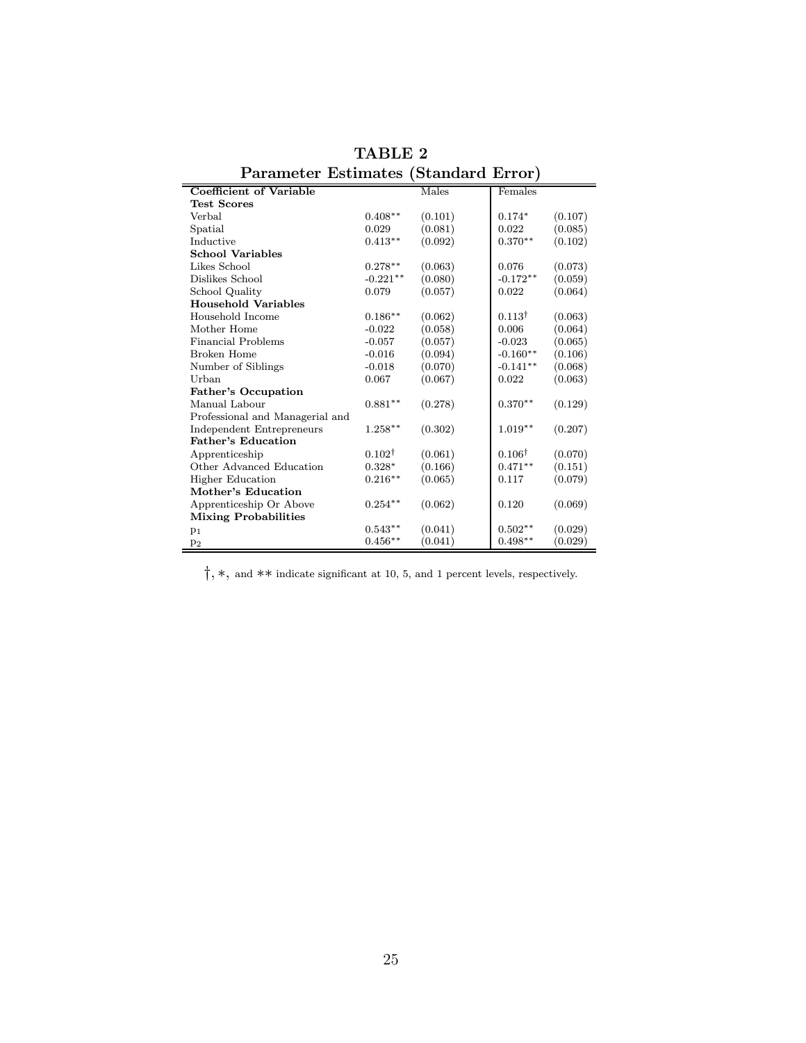**TABLE 2**

**Parameter Estimates (Standard Error)**

| **Coefficient of Variable** | Males | | Females | |
|---|---|---|---|---|
| **Test Scores** | | | | |
| Verbal | 0.408** | (0.101) | 0.174* | (0.107) |
| Spatial | 0.029 | (0.081) | 0.022 | (0.085) |
| Inductive | 0.413** | (0.092) | 0.370** | (0.102) |
| **School Variables** | | | | |
| Likes School | 0.278** | (0.063) | 0.076 | (0.073) |
| Dislikes School | -0.221** | (0.080) | -0.172** | (0.059) |
| School Quality | 0.079 | (0.057) | 0.022 | (0.064) |
| **Household Variables** | | | | |
| Household Income | 0.186** | (0.062) | 0.113† | (0.063) |
| Mother Home | -0.022 | (0.058) | 0.006 | (0.064) |
| Financial Problems | -0.057 | (0.057) | -0.023 | (0.065) |
| Broken Home | -0.016 | (0.094) | -0.160** | (0.106) |
| Number of Siblings | -0.018 | (0.070) | -0.141** | (0.068) |
| Urban | 0.067 | (0.067) | 0.022 | (0.063) |
| **Father's Occupation** | | | | |
| Manual Labour | 0.881** | (0.278) | 0.370** | (0.129) |
| Professional and Managerial and Independent Entrepreneurs | 1.258** | (0.302) | 1.019** | (0.207) |
| **Father's Education** | | | | |
| Apprenticeship | 0.102† | (0.061) | 0.106† | (0.070) |
| Other Advanced Education | 0.328* | (0.166) | 0.471** | (0.151) |
| Higher Education | 0.216** | (0.065) | 0.117 | (0.079) |
| **Mother's Education** | | | | |
| Apprenticeship Or Above | 0.254** | (0.062) | 0.120 | (0.069) |
| **Mixing Probabilities** | | | | |
| $p_1$ | 0.543** | (0.041) | 0.502** | (0.029) |
| $p_2$ | 0.456** | (0.041) | 0.498** | (0.029) |

†, *, and ** indicate significant at 10, 5, and 1 percent levels, respectively.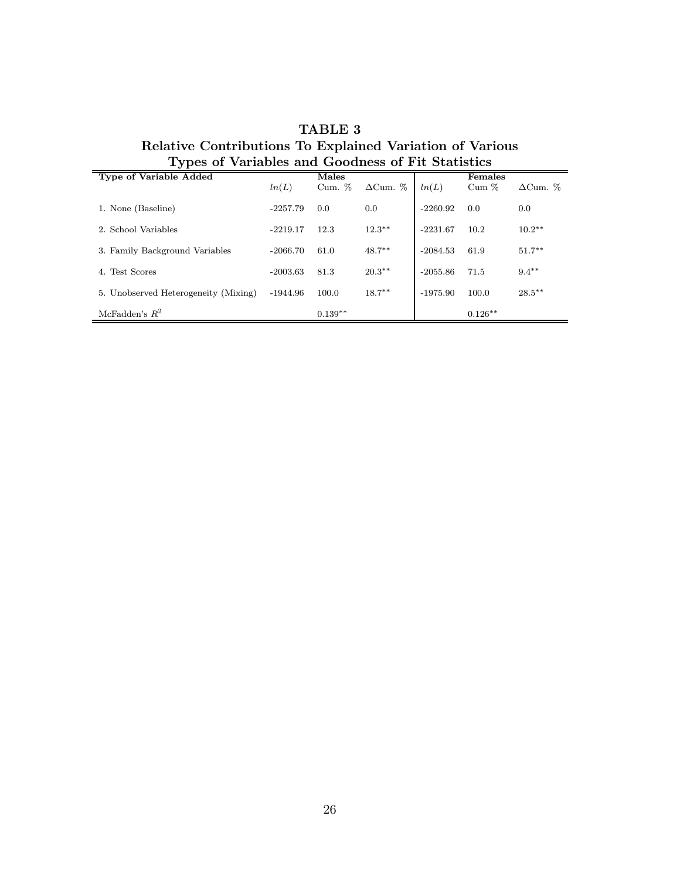# TABLE 3
## Relative Contributions To Explained Variation of Various Types of Variables and Goodness of Fit Statistics

| Type of Variable Added | Males | | | Females | | |
|---|---|---|---|---|---|---|
| | $ln(L)$ | Cum. % | $\Delta$Cum. % | $ln(L)$ | Cum % | $\Delta$Cum. % |
| 1. None (Baseline) | -2257.79 | 0.0 | 0.0 | -2260.92 | 0.0 | 0.0 |
| 2. School Variables | -2219.17 | 12.3 | $12.3^{**}$ | -2231.67 | 10.2 | $10.2^{**}$ |
| 3. Family Background Variables | -2066.70 | 61.0 | $48.7^{**}$ | -2084.53 | 61.9 | $51.7^{**}$ |
| 4. Test Scores | -2003.63 | 81.3 | $20.3^{**}$ | -2055.86 | 71.5 | $9.4^{**}$ |
| 5. Unobserved Heterogeneity (Mixing) | -1944.96 | 100.0 | $18.7^{**}$ | -1975.90 | 100.0 | $28.5^{**}$ |
| McFadden's $R^2$ | | $0.139^{**}$ | | | $0.126^{**}$ | |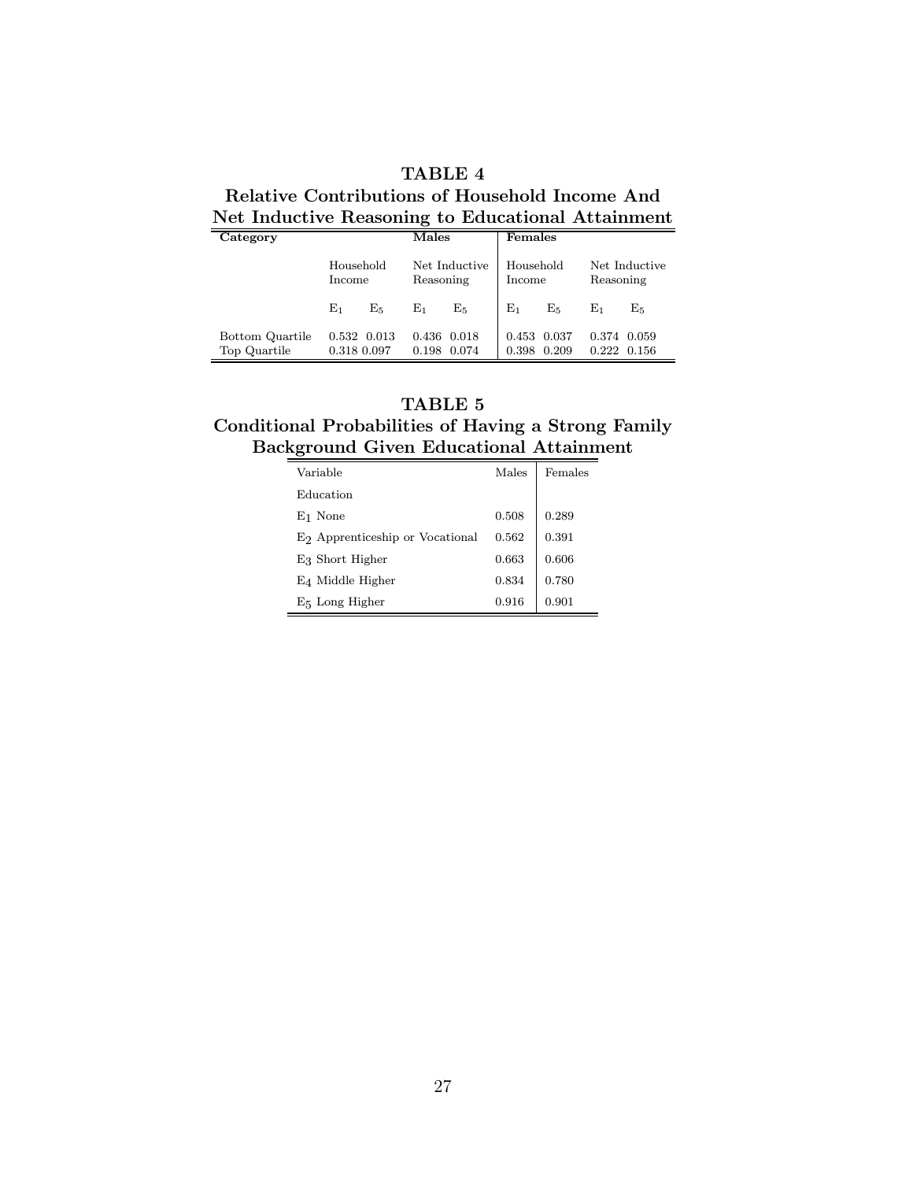# TABLE 4

## Relative Contributions of Household Income And Net Inductive Reasoning to Educational Attainment

| Category | Males | | | | Females | | | |
|---|---|---|---|---|---|---|---|---|
| | Household Income | | Net Inductive Reasoning | | Household Income | | Net Inductive Reasoning | |
| | $E_1$ | $E_5$ | $E_1$ | $E_5$ | $E_1$ | $E_5$ | $E_1$ | $E_5$ |
| Bottom Quartile | 0.532 | 0.013 | 0.436 | 0.018 | 0.453 | 0.037 | 0.374 | 0.059 |
| Top Quartile | 0.318 | 0.097 | 0.198 | 0.074 | 0.398 | 0.209 | 0.222 | 0.156 |

# TABLE 5

## Conditional Probabilities of Having a Strong Family Background Given Educational Attainment

| Variable | Males | Females |
|---|---|---|
| Education | | |
| $E_1$ None | 0.508 | 0.289 |
| $E_2$ Apprenticeship or Vocational | 0.562 | 0.391 |
| $E_3$ Short Higher | 0.663 | 0.606 |
| $E_4$ Middle Higher | 0.834 | 0.780 |
| $E_5$ Long Higher | 0.916 | 0.901 |